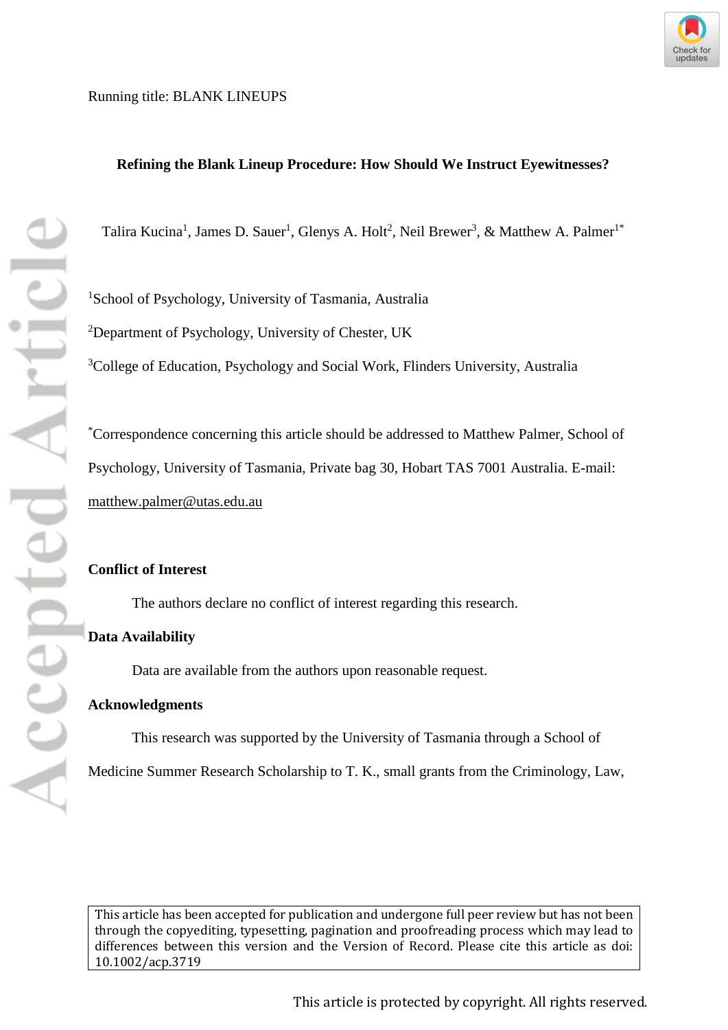Running title: BLANK LINEUPS

# Refining the Blank Lineup Procedure: How Should We Instruct Eyewitnesses?

Talira Kucina[1], James D. Sauer[1], Glenys A. Holt[2], Neil Brewer[3], & Matthew A. Palmer[1*]

[1]School of Psychology, University of Tasmania, Australia

[2]Department of Psychology, University of Chester, UK

[3]College of Education, Psychology and Social Work, Flinders University, Australia

[*]Correspondence concerning this article should be addressed to Matthew Palmer, School of Psychology, University of Tasmania, Private bag 30, Hobart TAS 7001 Australia. E-mail: matthew.palmer@utas.edu.au

**Conflict of Interest**

The authors declare no conflict of interest regarding this research.

**Data Availability**

Data are available from the authors upon reasonable request.

**Acknowledgments**

This research was supported by the University of Tasmania through a School of Medicine Summer Research Scholarship to T. K., small grants from the Criminology, Law,

This article has been accepted for publication and undergone full peer review but has not been through the copyediting, typesetting, pagination and proofreading process which may lead to differences between this version and the Version of Record. Please cite this article as doi: 10.1002/acp.3719

This article is protected by copyright. All rights reserved.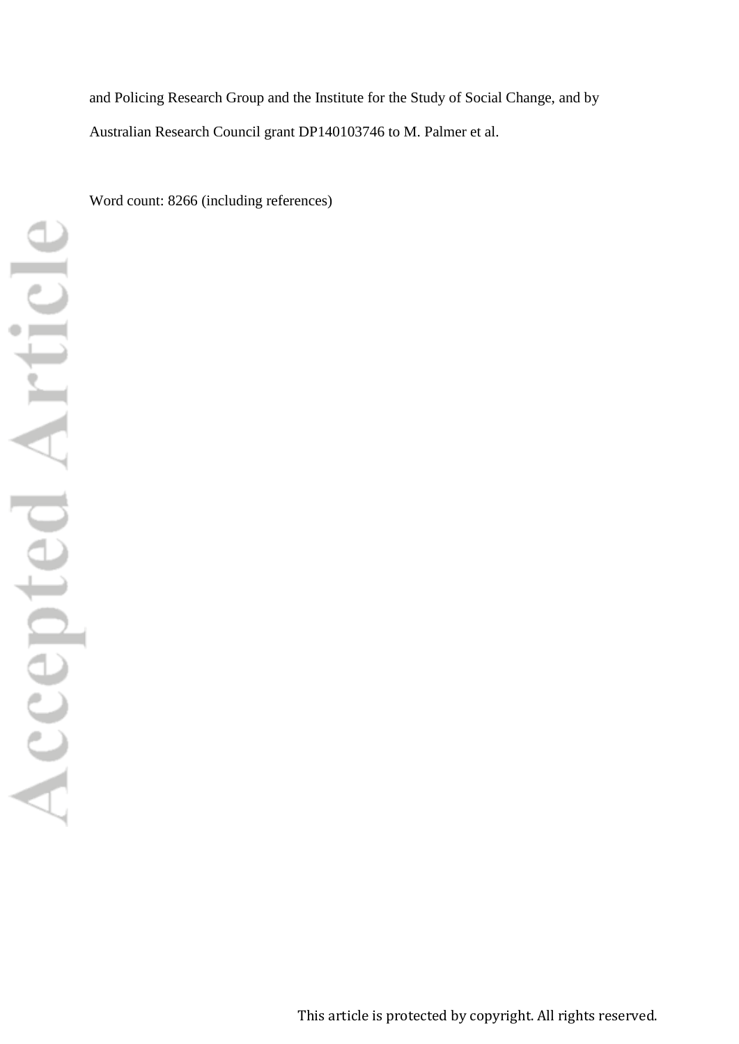and Policing Research Group and the Institute for the Study of Social Change, and by Australian Research Council grant DP140103746 to M. Palmer et al.

Word count: 8266 (including references)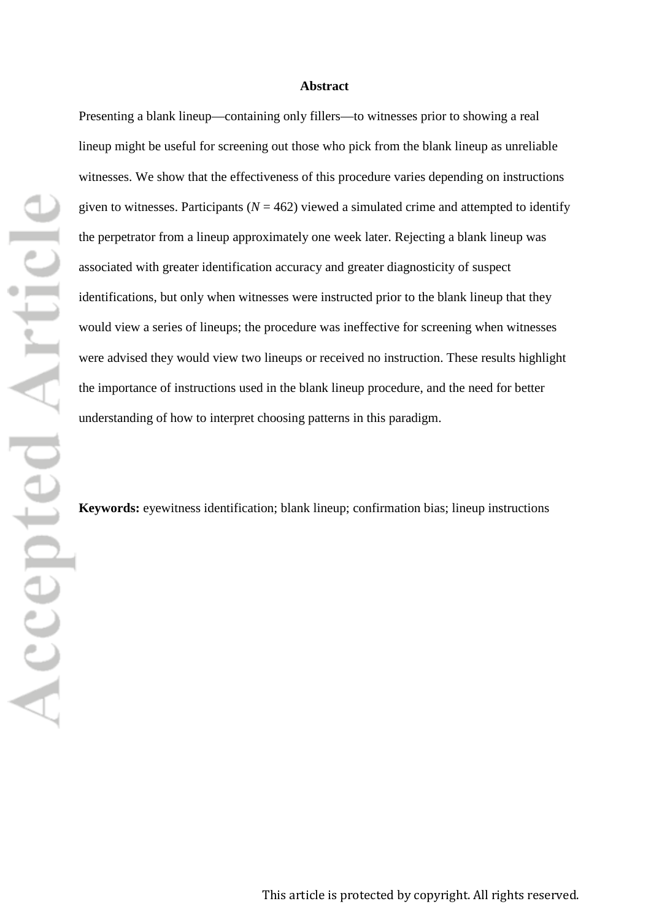# Abstract

Presenting a blank lineup—containing only fillers—to witnesses prior to showing a real lineup might be useful for screening out those who pick from the blank lineup as unreliable witnesses. We show that the effectiveness of this procedure varies depending on instructions given to witnesses. Participants ($N$ = 462) viewed a simulated crime and attempted to identify the perpetrator from a lineup approximately one week later. Rejecting a blank lineup was associated with greater identification accuracy and greater diagnosticity of suspect identifications, but only when witnesses were instructed prior to the blank lineup that they would view a series of lineups; the procedure was ineffective for screening when witnesses were advised they would view two lineups or received no instruction. These results highlight the importance of instructions used in the blank lineup procedure, and the need for better understanding of how to interpret choosing patterns in this paradigm.

**Keywords:** eyewitness identification; blank lineup; confirmation bias; lineup instructions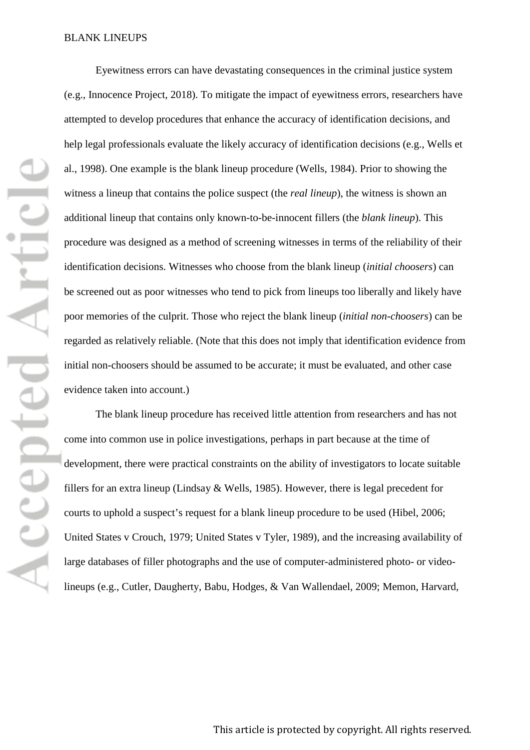Eyewitness errors can have devastating consequences in the criminal justice system (e.g., Innocence Project, 2018). To mitigate the impact of eyewitness errors, researchers have attempted to develop procedures that enhance the accuracy of identification decisions, and help legal professionals evaluate the likely accuracy of identification decisions (e.g., Wells et al., 1998). One example is the blank lineup procedure (Wells, 1984). Prior to showing the witness a lineup that contains the police suspect (the *real lineup*), the witness is shown an additional lineup that contains only known-to-be-innocent fillers (the *blank lineup*). This procedure was designed as a method of screening witnesses in terms of the reliability of their identification decisions. Witnesses who choose from the blank lineup (*initial choosers*) can be screened out as poor witnesses who tend to pick from lineups too liberally and likely have poor memories of the culprit. Those who reject the blank lineup (*initial non-choosers*) can be regarded as relatively reliable. (Note that this does not imply that identification evidence from initial non-choosers should be assumed to be accurate; it must be evaluated, and other case evidence taken into account.)

The blank lineup procedure has received little attention from researchers and has not come into common use in police investigations, perhaps in part because at the time of development, there were practical constraints on the ability of investigators to locate suitable fillers for an extra lineup (Lindsay & Wells, 1985). However, there is legal precedent for courts to uphold a suspect's request for a blank lineup procedure to be used (Hibel, 2006; United States v Crouch, 1979; United States v Tyler, 1989), and the increasing availability of large databases of filler photographs and the use of computer-administered photo- or video-lineups (e.g., Cutler, Daugherty, Babu, Hodges, & Van Wallendael, 2009; Memon, Harvard,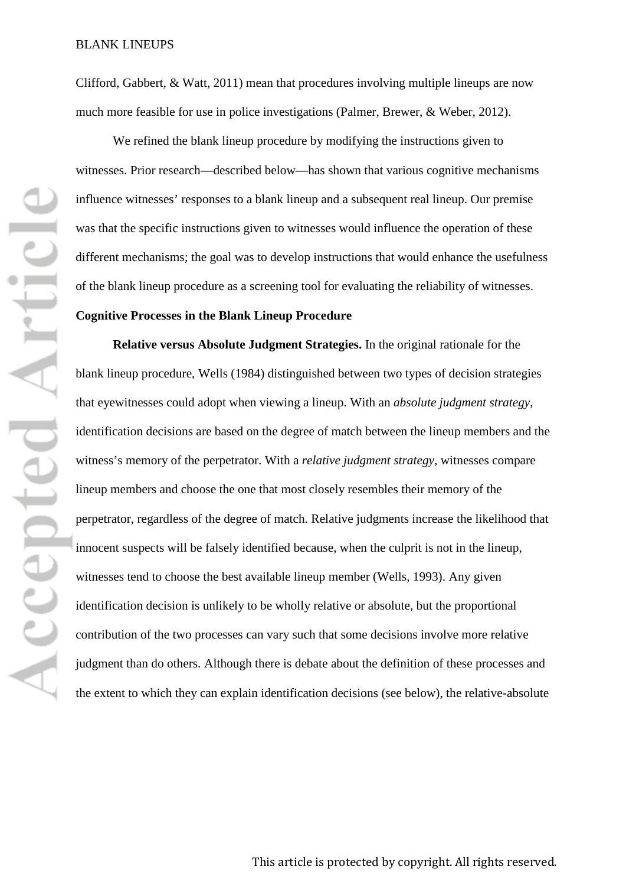Clifford, Gabbert, & Watt, 2011) mean that procedures involving multiple lineups are now much more feasible for use in police investigations (Palmer, Brewer, & Weber, 2012).

We refined the blank lineup procedure by modifying the instructions given to witnesses. Prior research—described below—has shown that various cognitive mechanisms influence witnesses' responses to a blank lineup and a subsequent real lineup. Our premise was that the specific instructions given to witnesses would influence the operation of these different mechanisms; the goal was to develop instructions that would enhance the usefulness of the blank lineup procedure as a screening tool for evaluating the reliability of witnesses.

## Cognitive Processes in the Blank Lineup Procedure

**Relative versus Absolute Judgment Strategies.** In the original rationale for the blank lineup procedure, Wells (1984) distinguished between two types of decision strategies that eyewitnesses could adopt when viewing a lineup. With an *absolute judgment strategy*, identification decisions are based on the degree of match between the lineup members and the witness's memory of the perpetrator. With a *relative judgment strategy*, witnesses compare lineup members and choose the one that most closely resembles their memory of the perpetrator, regardless of the degree of match. Relative judgments increase the likelihood that innocent suspects will be falsely identified because, when the culprit is not in the lineup, witnesses tend to choose the best available lineup member (Wells, 1993). Any given identification decision is unlikely to be wholly relative or absolute, but the proportional contribution of the two processes can vary such that some decisions involve more relative judgment than do others. Although there is debate about the definition of these processes and the extent to which they can explain identification decisions (see below), the relative-absolute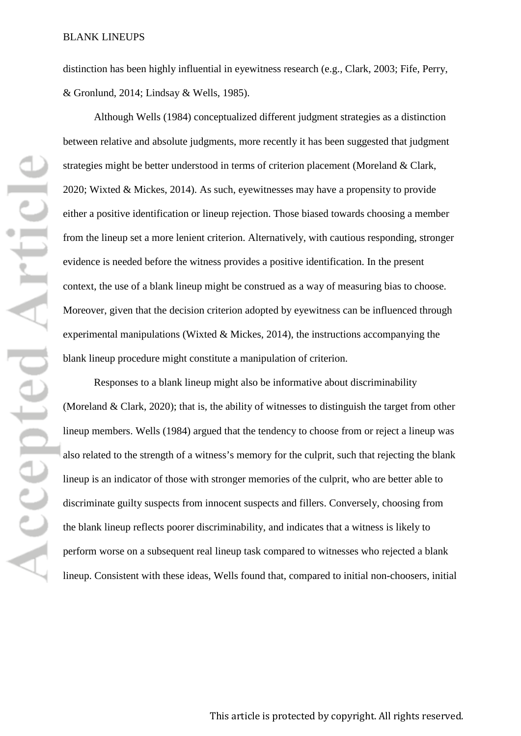distinction has been highly influential in eyewitness research (e.g., Clark, 2003; Fife, Perry, & Gronlund, 2014; Lindsay & Wells, 1985).

Although Wells (1984) conceptualized different judgment strategies as a distinction between relative and absolute judgments, more recently it has been suggested that judgment strategies might be better understood in terms of criterion placement (Moreland & Clark, 2020; Wixted & Mickes, 2014). As such, eyewitnesses may have a propensity to provide either a positive identification or lineup rejection. Those biased towards choosing a member from the lineup set a more lenient criterion. Alternatively, with cautious responding, stronger evidence is needed before the witness provides a positive identification. In the present context, the use of a blank lineup might be construed as a way of measuring bias to choose. Moreover, given that the decision criterion adopted by eyewitness can be influenced through experimental manipulations (Wixted & Mickes, 2014), the instructions accompanying the blank lineup procedure might constitute a manipulation of criterion.

Responses to a blank lineup might also be informative about discriminability (Moreland & Clark, 2020); that is, the ability of witnesses to distinguish the target from other lineup members. Wells (1984) argued that the tendency to choose from or reject a lineup was also related to the strength of a witness's memory for the culprit, such that rejecting the blank lineup is an indicator of those with stronger memories of the culprit, who are better able to discriminate guilty suspects from innocent suspects and fillers. Conversely, choosing from the blank lineup reflects poorer discriminability, and indicates that a witness is likely to perform worse on a subsequent real lineup task compared to witnesses who rejected a blank lineup. Consistent with these ideas, Wells found that, compared to initial non-choosers, initial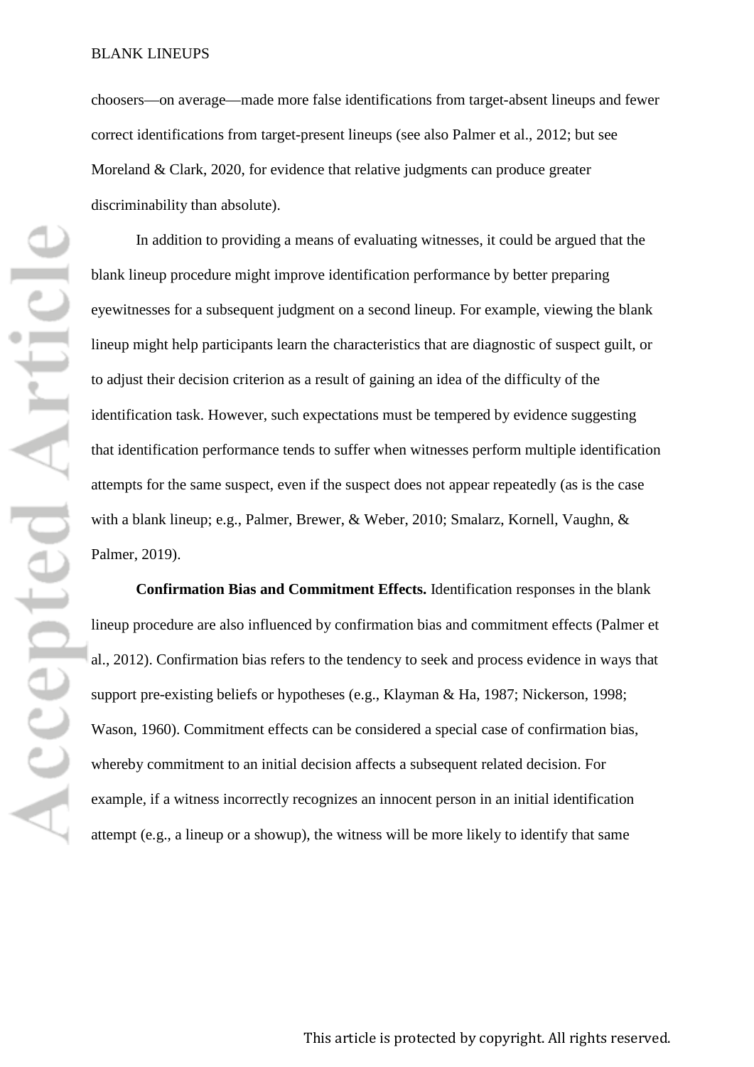choosers—on average—made more false identifications from target-absent lineups and fewer correct identifications from target-present lineups (see also Palmer et al., 2012; but see Moreland & Clark, 2020, for evidence that relative judgments can produce greater discriminability than absolute).

In addition to providing a means of evaluating witnesses, it could be argued that the blank lineup procedure might improve identification performance by better preparing eyewitnesses for a subsequent judgment on a second lineup. For example, viewing the blank lineup might help participants learn the characteristics that are diagnostic of suspect guilt, or to adjust their decision criterion as a result of gaining an idea of the difficulty of the identification task. However, such expectations must be tempered by evidence suggesting that identification performance tends to suffer when witnesses perform multiple identification attempts for the same suspect, even if the suspect does not appear repeatedly (as is the case with a blank lineup; e.g., Palmer, Brewer, & Weber, 2010; Smalarz, Kornell, Vaughn, & Palmer, 2019).

**Confirmation Bias and Commitment Effects.** Identification responses in the blank lineup procedure are also influenced by confirmation bias and commitment effects (Palmer et al., 2012). Confirmation bias refers to the tendency to seek and process evidence in ways that support pre-existing beliefs or hypotheses (e.g., Klayman & Ha, 1987; Nickerson, 1998; Wason, 1960). Commitment effects can be considered a special case of confirmation bias, whereby commitment to an initial decision affects a subsequent related decision. For example, if a witness incorrectly recognizes an innocent person in an initial identification attempt (e.g., a lineup or a showup), the witness will be more likely to identify that same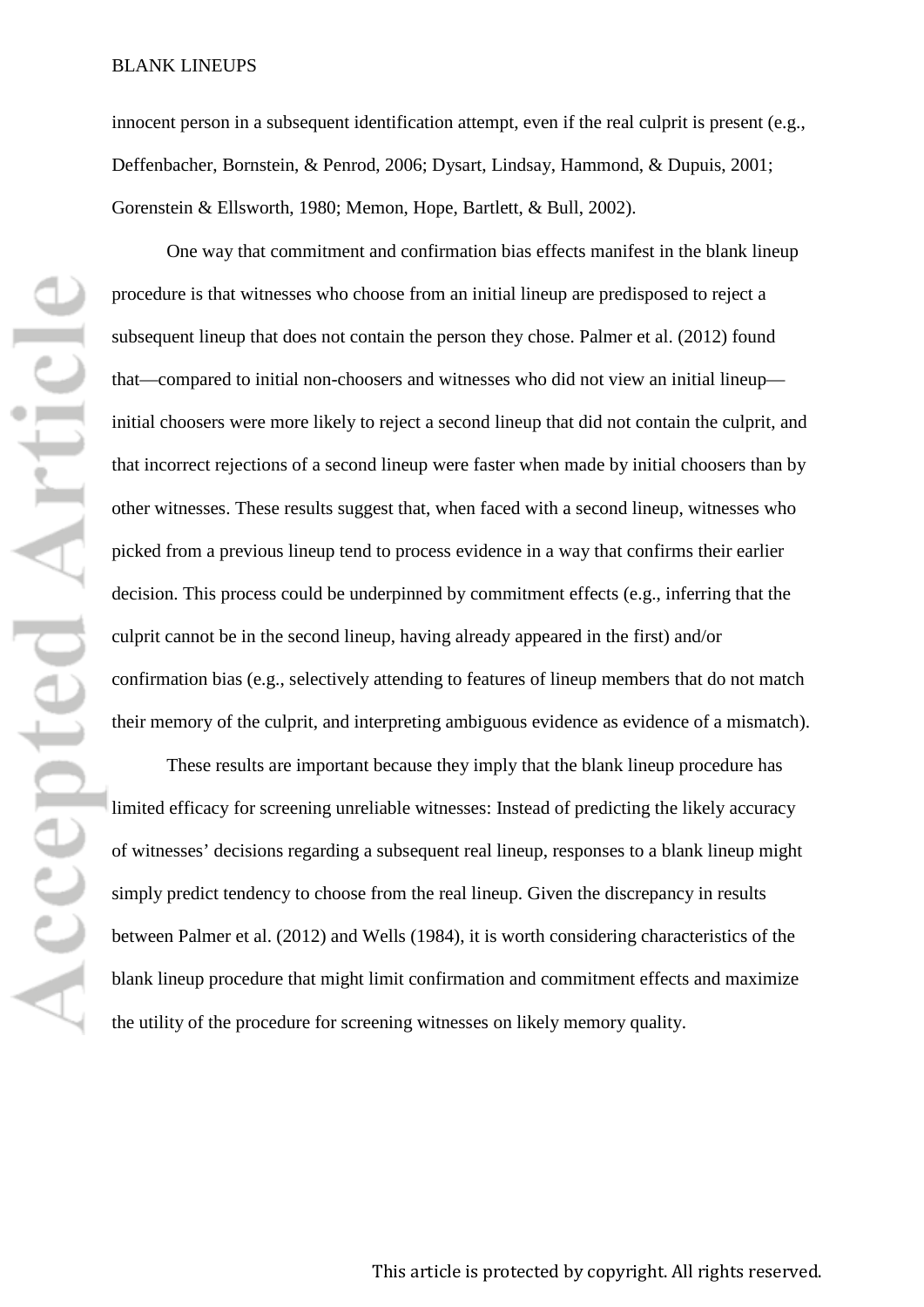innocent person in a subsequent identification attempt, even if the real culprit is present (e.g., Deffenbacher, Bornstein, & Penrod, 2006; Dysart, Lindsay, Hammond, & Dupuis, 2001; Gorenstein & Ellsworth, 1980; Memon, Hope, Bartlett, & Bull, 2002).

One way that commitment and confirmation bias effects manifest in the blank lineup procedure is that witnesses who choose from an initial lineup are predisposed to reject a subsequent lineup that does not contain the person they chose. Palmer et al. (2012) found that—compared to initial non-choosers and witnesses who did not view an initial lineup—initial choosers were more likely to reject a second lineup that did not contain the culprit, and that incorrect rejections of a second lineup were faster when made by initial choosers than by other witnesses. These results suggest that, when faced with a second lineup, witnesses who picked from a previous lineup tend to process evidence in a way that confirms their earlier decision. This process could be underpinned by commitment effects (e.g., inferring that the culprit cannot be in the second lineup, having already appeared in the first) and/or confirmation bias (e.g., selectively attending to features of lineup members that do not match their memory of the culprit, and interpreting ambiguous evidence as evidence of a mismatch).

These results are important because they imply that the blank lineup procedure has limited efficacy for screening unreliable witnesses: Instead of predicting the likely accuracy of witnesses' decisions regarding a subsequent real lineup, responses to a blank lineup might simply predict tendency to choose from the real lineup. Given the discrepancy in results between Palmer et al. (2012) and Wells (1984), it is worth considering characteristics of the blank lineup procedure that might limit confirmation and commitment effects and maximize the utility of the procedure for screening witnesses on likely memory quality.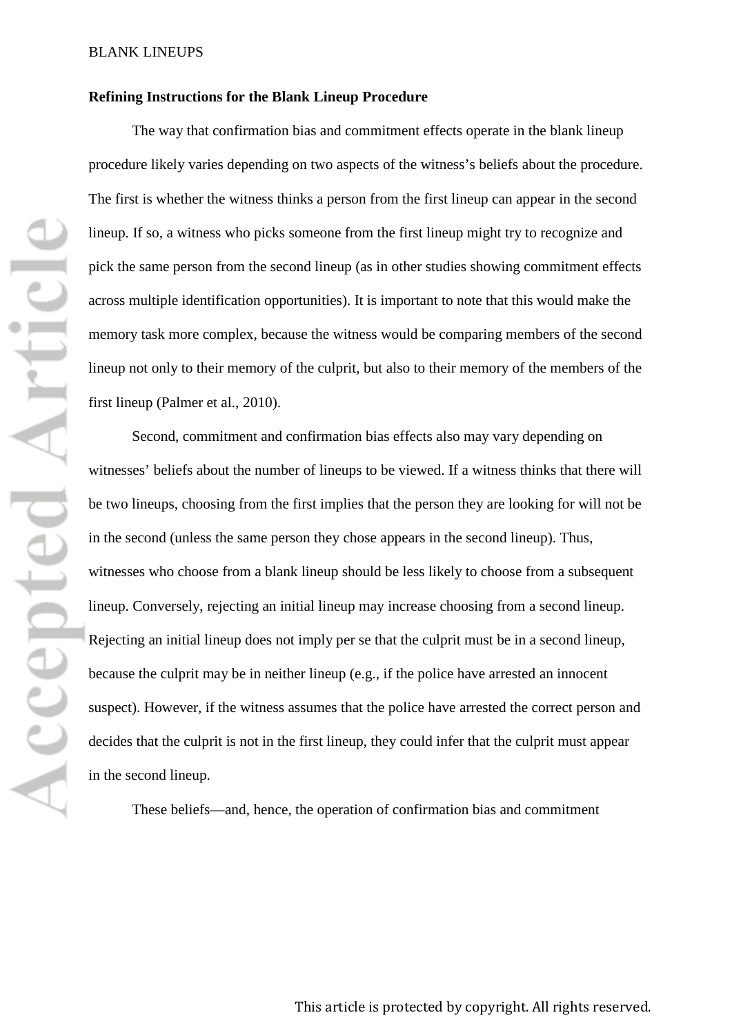### Refining Instructions for the Blank Lineup Procedure

The way that confirmation bias and commitment effects operate in the blank lineup procedure likely varies depending on two aspects of the witness's beliefs about the procedure. The first is whether the witness thinks a person from the first lineup can appear in the second lineup. If so, a witness who picks someone from the first lineup might try to recognize and pick the same person from the second lineup (as in other studies showing commitment effects across multiple identification opportunities). It is important to note that this would make the memory task more complex, because the witness would be comparing members of the second lineup not only to their memory of the culprit, but also to their memory of the members of the first lineup (Palmer et al., 2010).

Second, commitment and confirmation bias effects also may vary depending on witnesses' beliefs about the number of lineups to be viewed. If a witness thinks that there will be two lineups, choosing from the first implies that the person they are looking for will not be in the second (unless the same person they chose appears in the second lineup). Thus, witnesses who choose from a blank lineup should be less likely to choose from a subsequent lineup. Conversely, rejecting an initial lineup may increase choosing from a second lineup. Rejecting an initial lineup does not imply per se that the culprit must be in a second lineup, because the culprit may be in neither lineup (e.g., if the police have arrested an innocent suspect). However, if the witness assumes that the police have arrested the correct person and decides that the culprit is not in the first lineup, they could infer that the culprit must appear in the second lineup.

These beliefs—and, hence, the operation of confirmation bias and commitment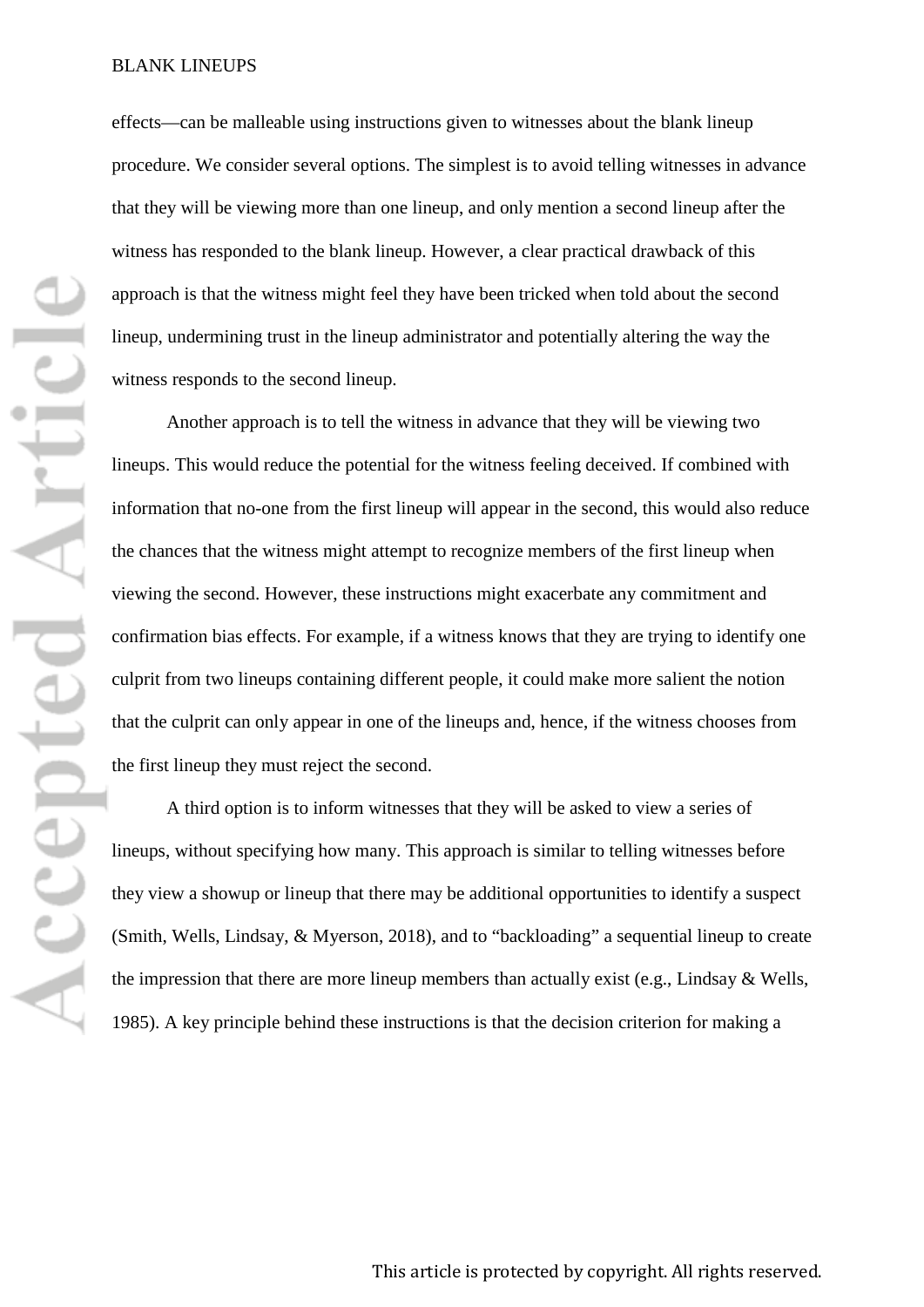effects—can be malleable using instructions given to witnesses about the blank lineup procedure. We consider several options. The simplest is to avoid telling witnesses in advance that they will be viewing more than one lineup, and only mention a second lineup after the witness has responded to the blank lineup. However, a clear practical drawback of this approach is that the witness might feel they have been tricked when told about the second lineup, undermining trust in the lineup administrator and potentially altering the way the witness responds to the second lineup.

Another approach is to tell the witness in advance that they will be viewing two lineups. This would reduce the potential for the witness feeling deceived. If combined with information that no-one from the first lineup will appear in the second, this would also reduce the chances that the witness might attempt to recognize members of the first lineup when viewing the second. However, these instructions might exacerbate any commitment and confirmation bias effects. For example, if a witness knows that they are trying to identify one culprit from two lineups containing different people, it could make more salient the notion that the culprit can only appear in one of the lineups and, hence, if the witness chooses from the first lineup they must reject the second.

A third option is to inform witnesses that they will be asked to view a series of lineups, without specifying how many. This approach is similar to telling witnesses before they view a showup or lineup that there may be additional opportunities to identify a suspect (Smith, Wells, Lindsay, & Myerson, 2018), and to "backloading" a sequential lineup to create the impression that there are more lineup members than actually exist (e.g., Lindsay & Wells, 1985). A key principle behind these instructions is that the decision criterion for making a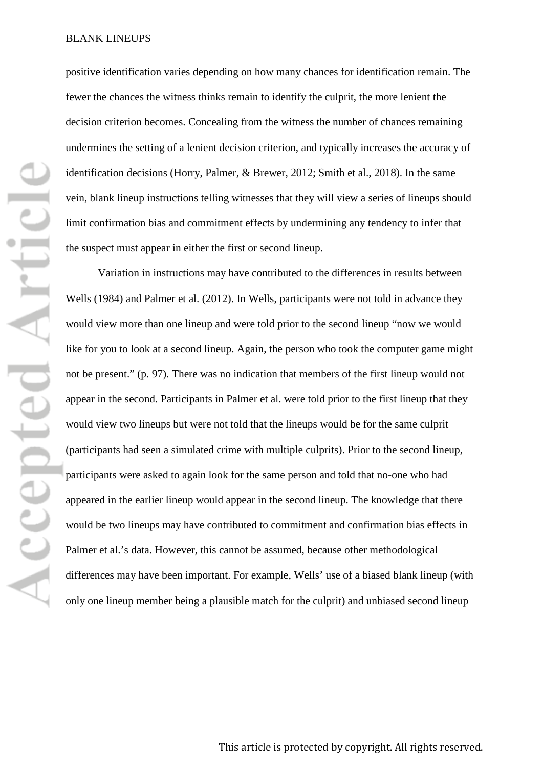positive identification varies depending on how many chances for identification remain. The fewer the chances the witness thinks remain to identify the culprit, the more lenient the decision criterion becomes. Concealing from the witness the number of chances remaining undermines the setting of a lenient decision criterion, and typically increases the accuracy of identification decisions (Horry, Palmer, & Brewer, 2012; Smith et al., 2018). In the same vein, blank lineup instructions telling witnesses that they will view a series of lineups should limit confirmation bias and commitment effects by undermining any tendency to infer that the suspect must appear in either the first or second lineup.

Variation in instructions may have contributed to the differences in results between Wells (1984) and Palmer et al. (2012). In Wells, participants were not told in advance they would view more than one lineup and were told prior to the second lineup "now we would like for you to look at a second lineup. Again, the person who took the computer game might not be present." (p. 97). There was no indication that members of the first lineup would not appear in the second. Participants in Palmer et al. were told prior to the first lineup that they would view two lineups but were not told that the lineups would be for the same culprit (participants had seen a simulated crime with multiple culprits). Prior to the second lineup, participants were asked to again look for the same person and told that no-one who had appeared in the earlier lineup would appear in the second lineup. The knowledge that there would be two lineups may have contributed to commitment and confirmation bias effects in Palmer et al.'s data. However, this cannot be assumed, because other methodological differences may have been important. For example, Wells' use of a biased blank lineup (with only one lineup member being a plausible match for the culprit) and unbiased second lineup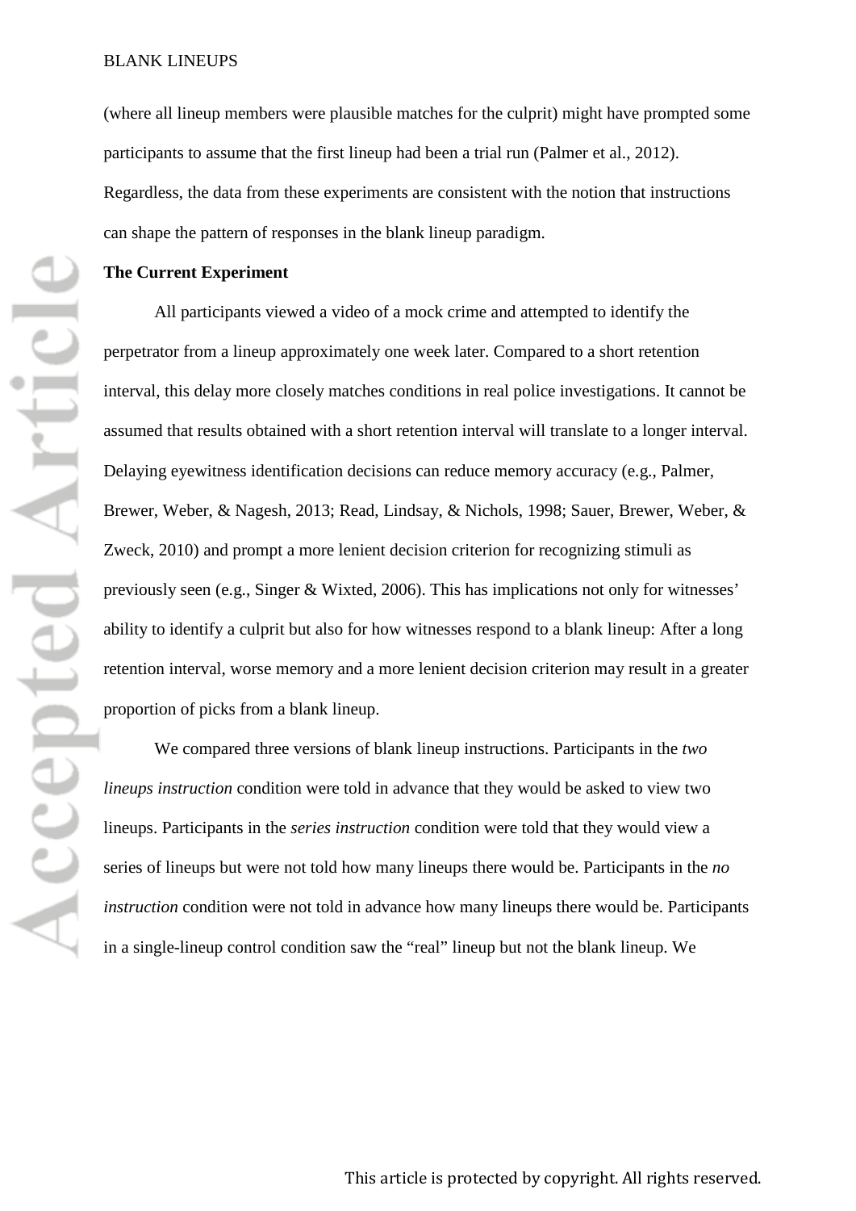(where all lineup members were plausible matches for the culprit) might have prompted some participants to assume that the first lineup had been a trial run (Palmer et al., 2012). Regardless, the data from these experiments are consistent with the notion that instructions can shape the pattern of responses in the blank lineup paradigm.

**The Current Experiment**

All participants viewed a video of a mock crime and attempted to identify the perpetrator from a lineup approximately one week later. Compared to a short retention interval, this delay more closely matches conditions in real police investigations. It cannot be assumed that results obtained with a short retention interval will translate to a longer interval. Delaying eyewitness identification decisions can reduce memory accuracy (e.g., Palmer, Brewer, Weber, & Nagesh, 2013; Read, Lindsay, & Nichols, 1998; Sauer, Brewer, Weber, & Zweck, 2010) and prompt a more lenient decision criterion for recognizing stimuli as previously seen (e.g., Singer & Wixted, 2006). This has implications not only for witnesses' ability to identify a culprit but also for how witnesses respond to a blank lineup: After a long retention interval, worse memory and a more lenient decision criterion may result in a greater proportion of picks from a blank lineup.

We compared three versions of blank lineup instructions. Participants in the *two lineups instruction* condition were told in advance that they would be asked to view two lineups. Participants in the *series instruction* condition were told that they would view a series of lineups but were not told how many lineups there would be. Participants in the *no instruction* condition were not told in advance how many lineups there would be. Participants in a single-lineup control condition saw the "real" lineup but not the blank lineup. We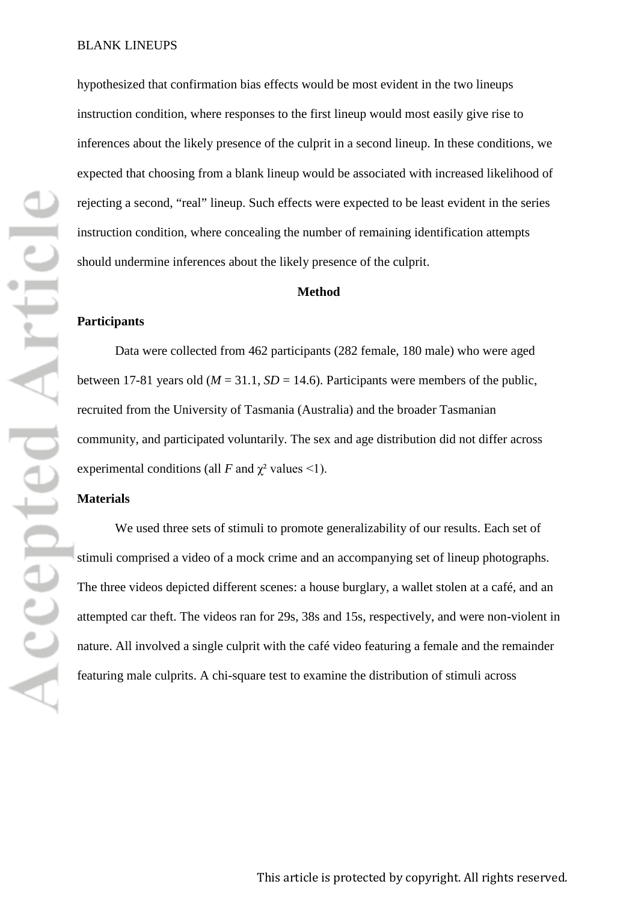hypothesized that confirmation bias effects would be most evident in the two lineups instruction condition, where responses to the first lineup would most easily give rise to inferences about the likely presence of the culprit in a second lineup. In these conditions, we expected that choosing from a blank lineup would be associated with increased likelihood of rejecting a second, "real" lineup. Such effects were expected to be least evident in the series instruction condition, where concealing the number of remaining identification attempts should undermine inferences about the likely presence of the culprit.

## Method

### Participants

Data were collected from 462 participants (282 female, 180 male) who were aged between 17-81 years old ($M = 31.1$, $SD = 14.6$). Participants were members of the public, recruited from the University of Tasmania (Australia) and the broader Tasmanian community, and participated voluntarily. The sex and age distribution did not differ across experimental conditions (all $F$ and $\chi^2$ values <1).

### Materials

We used three sets of stimuli to promote generalizability of our results. Each set of stimuli comprised a video of a mock crime and an accompanying set of lineup photographs. The three videos depicted different scenes: a house burglary, a wallet stolen at a café, and an attempted car theft. The videos ran for 29s, 38s and 15s, respectively, and were non-violent in nature. All involved a single culprit with the café video featuring a female and the remainder featuring male culprits. A chi-square test to examine the distribution of stimuli across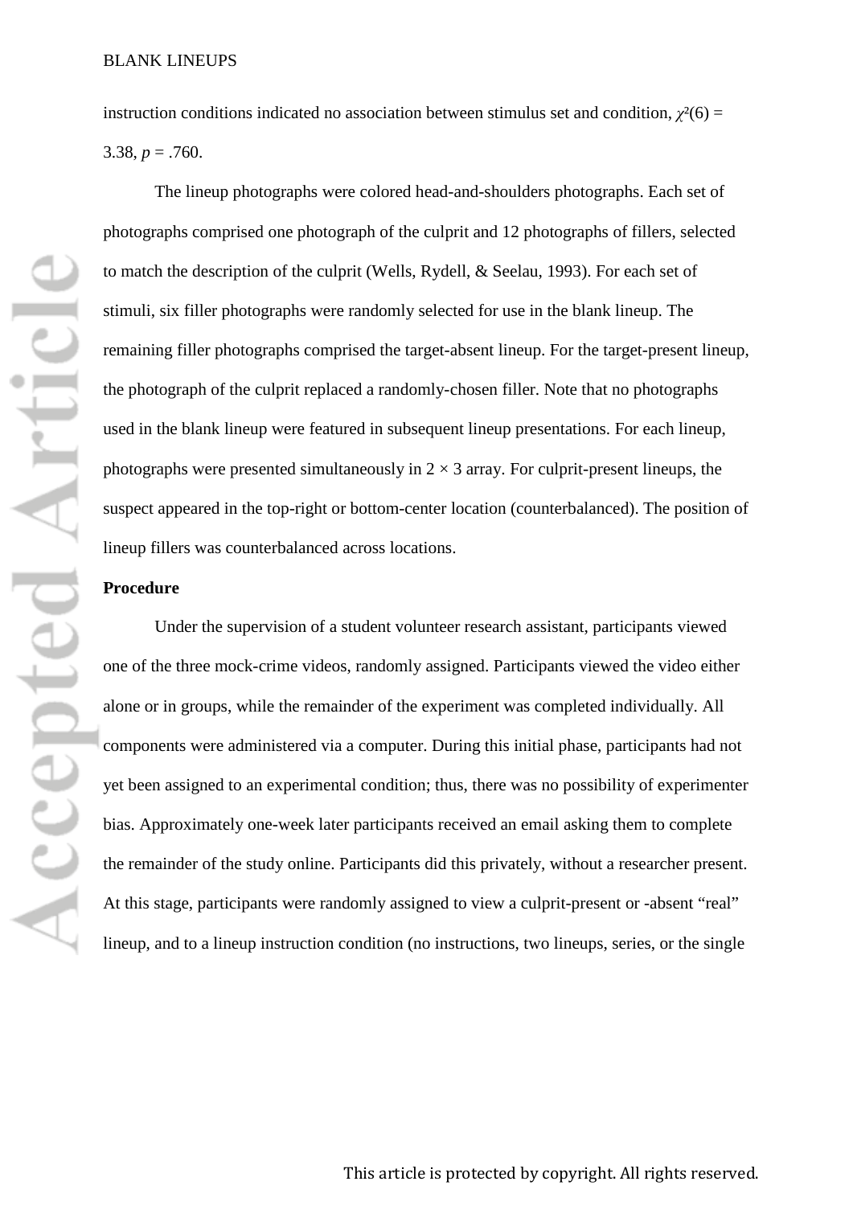instruction conditions indicated no association between stimulus set and condition, $\chi^2(6) = 3.38$, $p = .760$.

The lineup photographs were colored head-and-shoulders photographs. Each set of photographs comprised one photograph of the culprit and 12 photographs of fillers, selected to match the description of the culprit (Wells, Rydell, & Seelau, 1993). For each set of stimuli, six filler photographs were randomly selected for use in the blank lineup. The remaining filler photographs comprised the target-absent lineup. For the target-present lineup, the photograph of the culprit replaced a randomly-chosen filler. Note that no photographs used in the blank lineup were featured in subsequent lineup presentations. For each lineup, photographs were presented simultaneously in $2 \times 3$ array. For culprit-present lineups, the suspect appeared in the top-right or bottom-center location (counterbalanced). The position of lineup fillers was counterbalanced across locations.

**Procedure**

Under the supervision of a student volunteer research assistant, participants viewed one of the three mock-crime videos, randomly assigned. Participants viewed the video either alone or in groups, while the remainder of the experiment was completed individually. All components were administered via a computer. During this initial phase, participants had not yet been assigned to an experimental condition; thus, there was no possibility of experimenter bias. Approximately one-week later participants received an email asking them to complete the remainder of the study online. Participants did this privately, without a researcher present. At this stage, participants were randomly assigned to view a culprit-present or -absent "real" lineup, and to a lineup instruction condition (no instructions, two lineups, series, or the single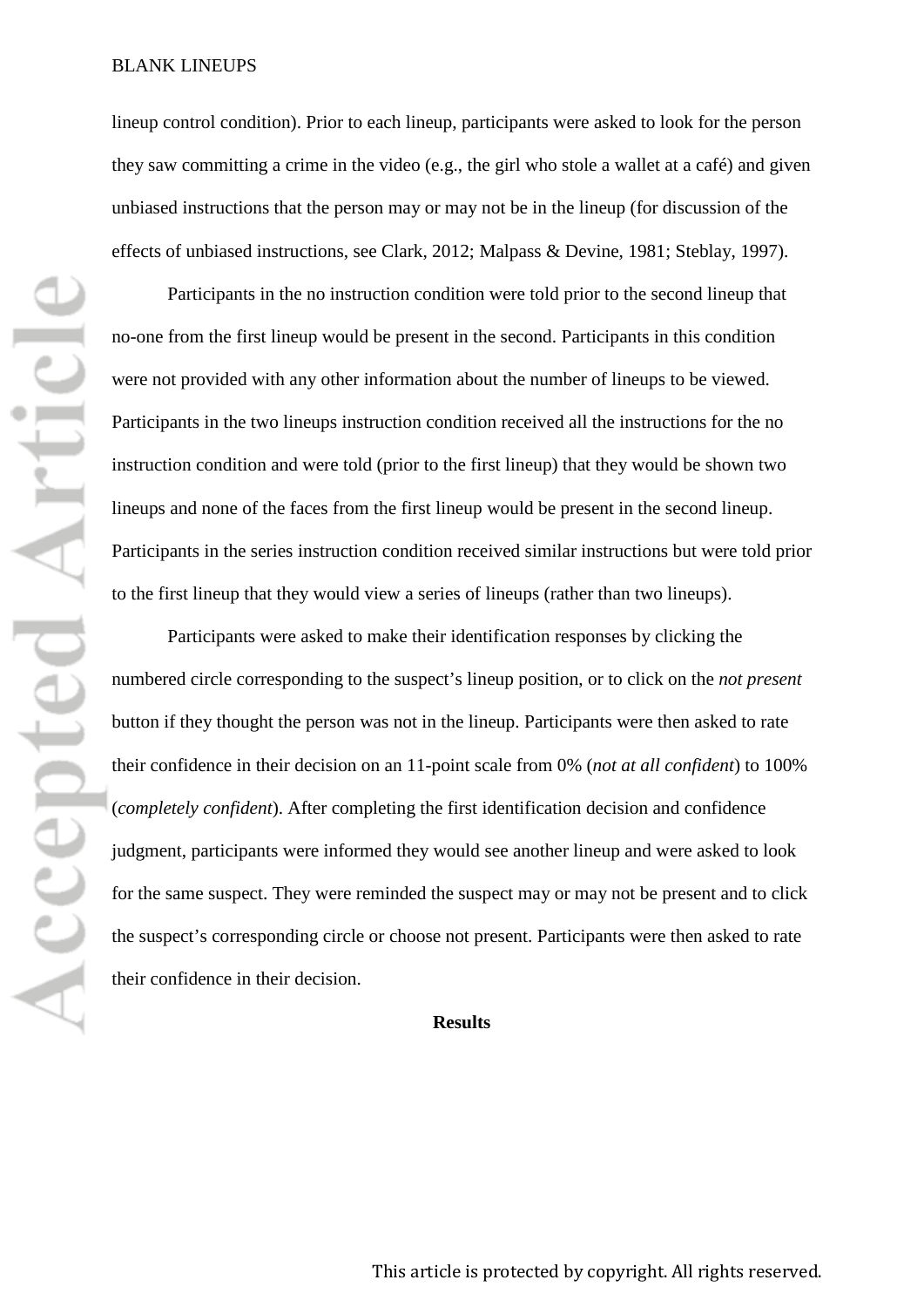lineup control condition). Prior to each lineup, participants were asked to look for the person they saw committing a crime in the video (e.g., the girl who stole a wallet at a café) and given unbiased instructions that the person may or may not be in the lineup (for discussion of the effects of unbiased instructions, see Clark, 2012; Malpass & Devine, 1981; Steblay, 1997).

Participants in the no instruction condition were told prior to the second lineup that no-one from the first lineup would be present in the second. Participants in this condition were not provided with any other information about the number of lineups to be viewed. Participants in the two lineups instruction condition received all the instructions for the no instruction condition and were told (prior to the first lineup) that they would be shown two lineups and none of the faces from the first lineup would be present in the second lineup. Participants in the series instruction condition received similar instructions but were told prior to the first lineup that they would view a series of lineups (rather than two lineups).

Participants were asked to make their identification responses by clicking the numbered circle corresponding to the suspect's lineup position, or to click on the *not present* button if they thought the person was not in the lineup. Participants were then asked to rate their confidence in their decision on an 11-point scale from 0% (*not at all confident*) to 100% (*completely confident*). After completing the first identification decision and confidence judgment, participants were informed they would see another lineup and were asked to look for the same suspect. They were reminded the suspect may or may not be present and to click the suspect's corresponding circle or choose not present. Participants were then asked to rate their confidence in their decision.

## Results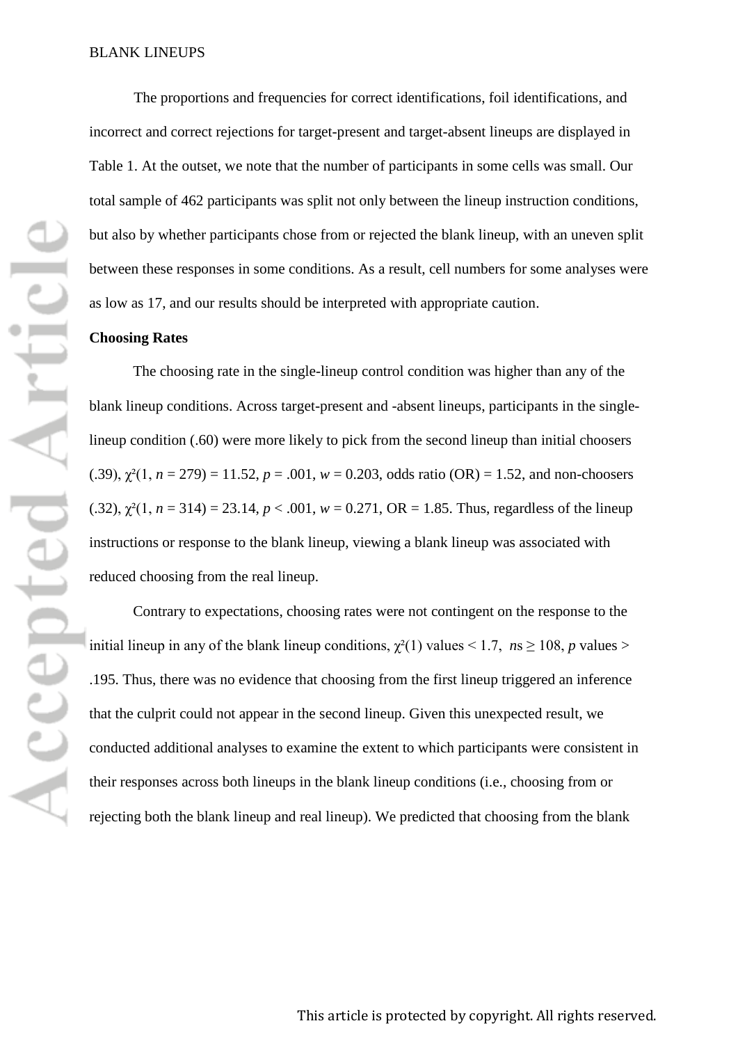The proportions and frequencies for correct identifications, foil identifications, and incorrect and correct rejections for target-present and target-absent lineups are displayed in Table 1. At the outset, we note that the number of participants in some cells was small. Our total sample of 462 participants was split not only between the lineup instruction conditions, but also by whether participants chose from or rejected the blank lineup, with an uneven split between these responses in some conditions. As a result, cell numbers for some analyses were as low as 17, and our results should be interpreted with appropriate caution.

**Choosing Rates**

The choosing rate in the single-lineup control condition was higher than any of the blank lineup conditions. Across target-present and -absent lineups, participants in the single-lineup condition (.60) were more likely to pick from the second lineup than initial choosers (.39), $\chi^2(1, n = 279) = 11.52$, $p = .001$, $w = 0.203$, odds ratio (OR) = 1.52, and non-choosers (.32), $\chi^2(1, n = 314) = 23.14$, $p < .001$, $w = 0.271$, OR = 1.85. Thus, regardless of the lineup instructions or response to the blank lineup, viewing a blank lineup was associated with reduced choosing from the real lineup.

Contrary to expectations, choosing rates were not contingent on the response to the initial lineup in any of the blank lineup conditions, $\chi^2(1)$ values < 1.7, *n*s ≥ 108, *p* values > .195. Thus, there was no evidence that choosing from the first lineup triggered an inference that the culprit could not appear in the second lineup. Given this unexpected result, we conducted additional analyses to examine the extent to which participants were consistent in their responses across both lineups in the blank lineup conditions (i.e., choosing from or rejecting both the blank lineup and real lineup). We predicted that choosing from the blank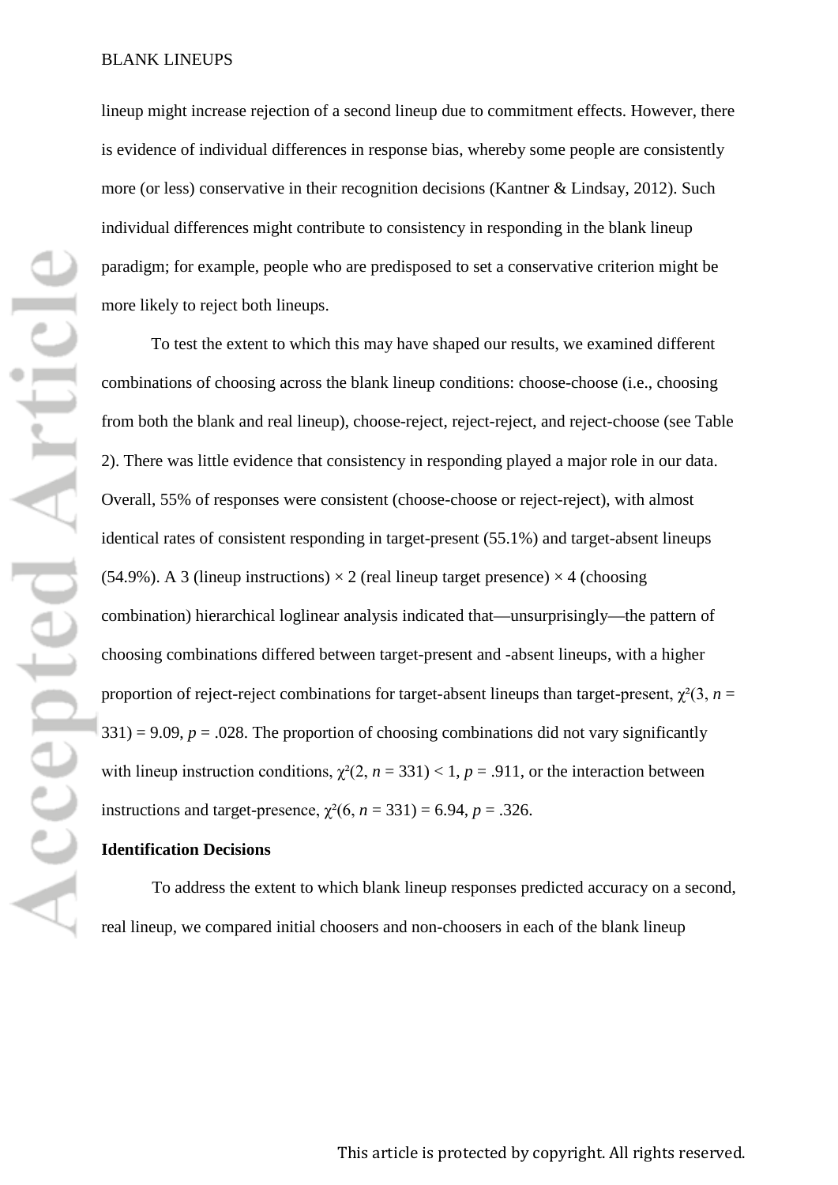lineup might increase rejection of a second lineup due to commitment effects. However, there is evidence of individual differences in response bias, whereby some people are consistently more (or less) conservative in their recognition decisions (Kantner & Lindsay, 2012). Such individual differences might contribute to consistency in responding in the blank lineup paradigm; for example, people who are predisposed to set a conservative criterion might be more likely to reject both lineups.

To test the extent to which this may have shaped our results, we examined different combinations of choosing across the blank lineup conditions: choose-choose (i.e., choosing from both the blank and real lineup), choose-reject, reject-reject, and reject-choose (see Table 2). There was little evidence that consistency in responding played a major role in our data. Overall, 55% of responses were consistent (choose-choose or reject-reject), with almost identical rates of consistent responding in target-present (55.1%) and target-absent lineups (54.9%). A 3 (lineup instructions) × 2 (real lineup target presence) × 4 (choosing combination) hierarchical loglinear analysis indicated that—unsurprisingly—the pattern of choosing combinations differed between target-present and -absent lineups, with a higher proportion of reject-reject combinations for target-absent lineups than target-present, $\chi^2(3, n = 331) = 9.09$, $p = .028$. The proportion of choosing combinations did not vary significantly with lineup instruction conditions, $\chi^2(2, n = 331) < 1$, $p = .911$, or the interaction between instructions and target-presence, $\chi^2(6, n = 331) = 6.94$, $p = .326$.

**Identification Decisions**

To address the extent to which blank lineup responses predicted accuracy on a second, real lineup, we compared initial choosers and non-choosers in each of the blank lineup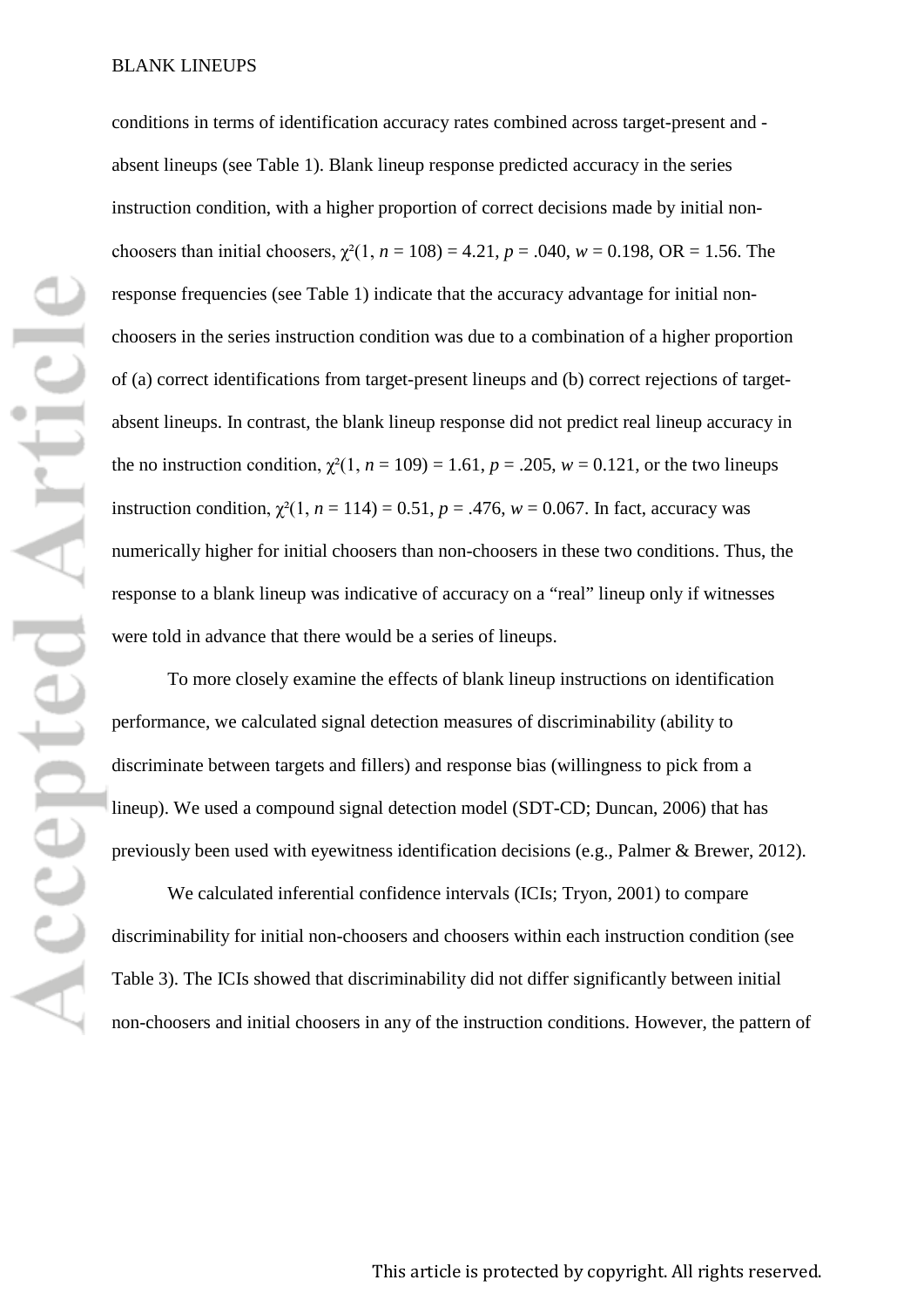conditions in terms of identification accuracy rates combined across target-present and -absent lineups (see Table 1). Blank lineup response predicted accuracy in the series instruction condition, with a higher proportion of correct decisions made by initial non-choosers than initial choosers, $\chi^2(1, n = 108) = 4.21$, $p = .040$, $w = 0.198$, OR = 1.56. The response frequencies (see Table 1) indicate that the accuracy advantage for initial non-choosers in the series instruction condition was due to a combination of a higher proportion of (a) correct identifications from target-present lineups and (b) correct rejections of target-absent lineups. In contrast, the blank lineup response did not predict real lineup accuracy in the no instruction condition, $\chi^2(1, n = 109) = 1.61$, $p = .205$, $w = 0.121$, or the two lineups instruction condition, $\chi^2(1, n = 114) = 0.51$, $p = .476$, $w = 0.067$. In fact, accuracy was numerically higher for initial choosers than non-choosers in these two conditions. Thus, the response to a blank lineup was indicative of accuracy on a "real" lineup only if witnesses were told in advance that there would be a series of lineups.

To more closely examine the effects of blank lineup instructions on identification performance, we calculated signal detection measures of discriminability (ability to discriminate between targets and fillers) and response bias (willingness to pick from a lineup). We used a compound signal detection model (SDT-CD; Duncan, 2006) that has previously been used with eyewitness identification decisions (e.g., Palmer & Brewer, 2012).

We calculated inferential confidence intervals (ICIs; Tryon, 2001) to compare discriminability for initial non-choosers and choosers within each instruction condition (see Table 3). The ICIs showed that discriminability did not differ significantly between initial non-choosers and initial choosers in any of the instruction conditions. However, the pattern of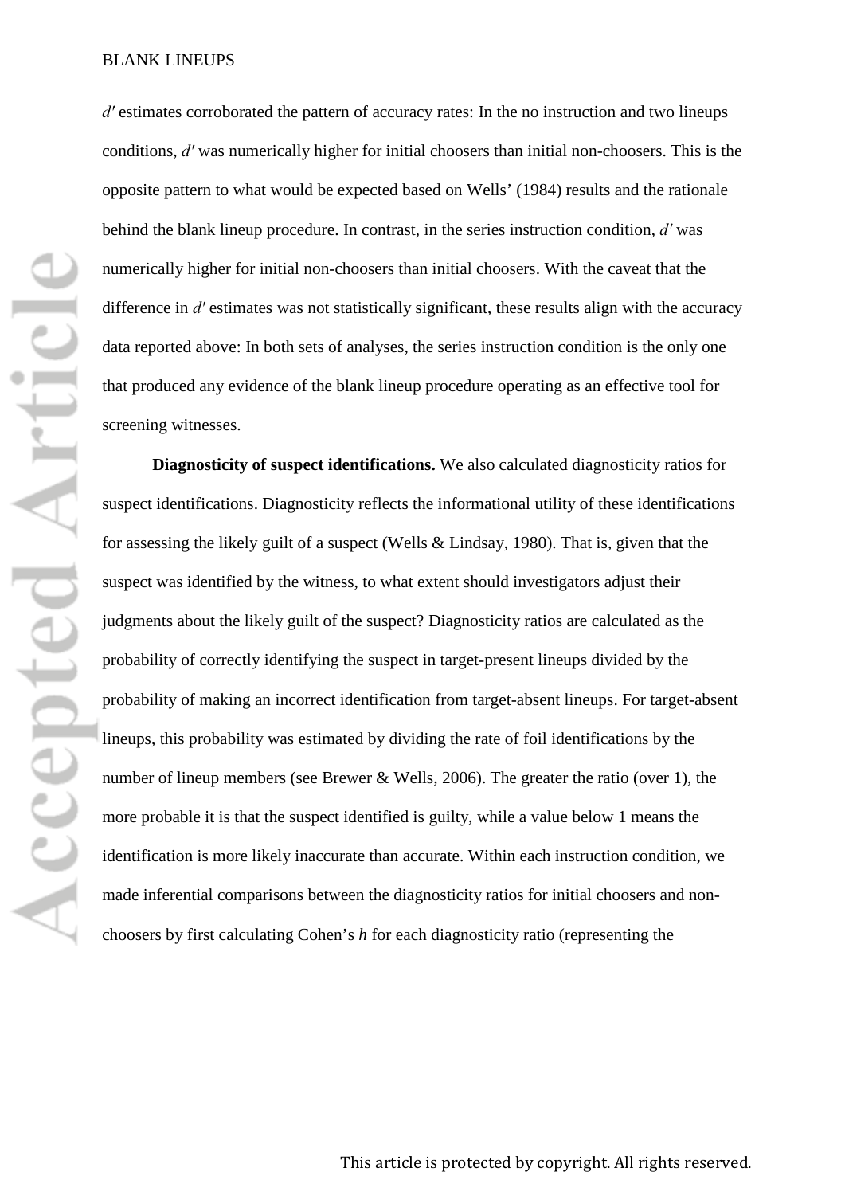$d'$ estimates corroborated the pattern of accuracy rates: In the no instruction and two lineups conditions, $d'$ was numerically higher for initial choosers than initial non-choosers. This is the opposite pattern to what would be expected based on Wells' (1984) results and the rationale behind the blank lineup procedure. In contrast, in the series instruction condition, $d'$ was numerically higher for initial non-choosers than initial choosers. With the caveat that the difference in $d'$ estimates was not statistically significant, these results align with the accuracy data reported above: In both sets of analyses, the series instruction condition is the only one that produced any evidence of the blank lineup procedure operating as an effective tool for screening witnesses.

**Diagnosticity of suspect identifications.** We also calculated diagnosticity ratios for suspect identifications. Diagnosticity reflects the informational utility of these identifications for assessing the likely guilt of a suspect (Wells & Lindsay, 1980). That is, given that the suspect was identified by the witness, to what extent should investigators adjust their judgments about the likely guilt of the suspect? Diagnosticity ratios are calculated as the probability of correctly identifying the suspect in target-present lineups divided by the probability of making an incorrect identification from target-absent lineups. For target-absent lineups, this probability was estimated by dividing the rate of foil identifications by the number of lineup members (see Brewer & Wells, 2006). The greater the ratio (over 1), the more probable it is that the suspect identified is guilty, while a value below 1 means the identification is more likely inaccurate than accurate. Within each instruction condition, we made inferential comparisons between the diagnosticity ratios for initial choosers and non-choosers by first calculating Cohen's *h* for each diagnosticity ratio (representing the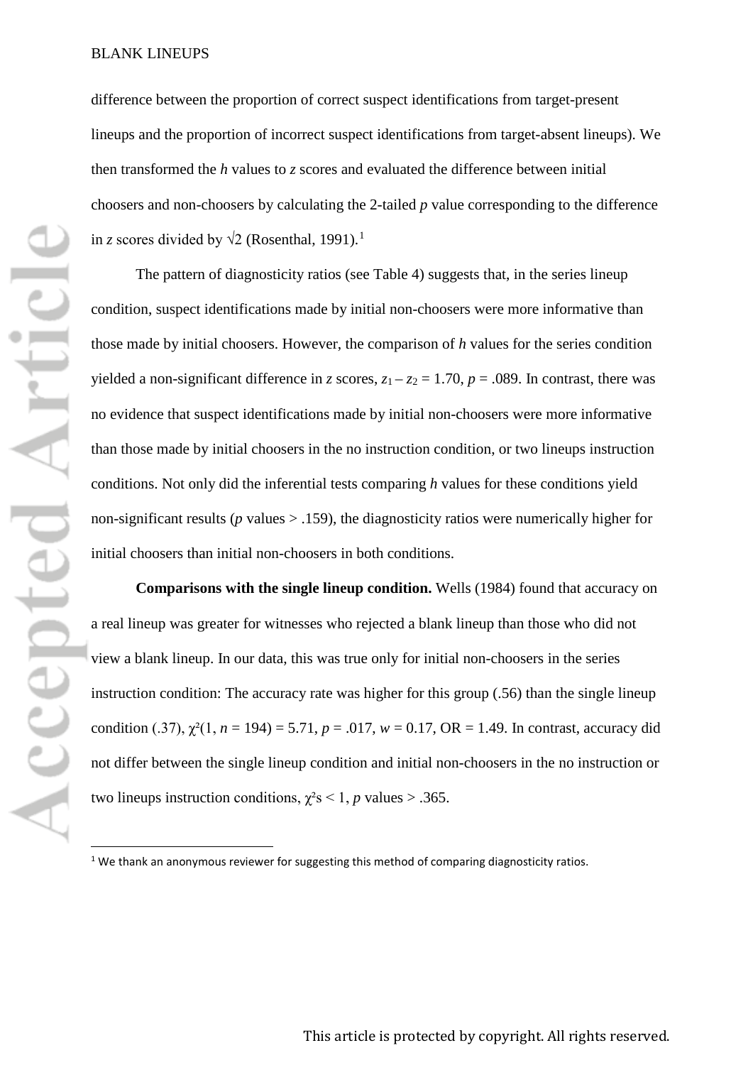difference between the proportion of correct suspect identifications from target-present lineups and the proportion of incorrect suspect identifications from target-absent lineups). We then transformed the *h* values to *z* scores and evaluated the difference between initial choosers and non-choosers by calculating the 2-tailed *p* value corresponding to the difference in *z* scores divided by $\sqrt{2}$ (Rosenthal, 1991).[1]

The pattern of diagnosticity ratios (see Table 4) suggests that, in the series lineup condition, suspect identifications made by initial non-choosers were more informative than those made by initial choosers. However, the comparison of *h* values for the series condition yielded a non-significant difference in *z* scores, $z_1 - z_2 = 1.70$, $p = .089$. In contrast, there was no evidence that suspect identifications made by initial non-choosers were more informative than those made by initial choosers in the no instruction condition, or two lineups instruction conditions. Not only did the inferential tests comparing *h* values for these conditions yield non-significant results ($p$ values $> .159$), the diagnosticity ratios were numerically higher for initial choosers than initial non-choosers in both conditions.

**Comparisons with the single lineup condition.** Wells (1984) found that accuracy on a real lineup was greater for witnesses who rejected a blank lineup than those who did not view a blank lineup. In our data, this was true only for initial non-choosers in the series instruction condition: The accuracy rate was higher for this group (.56) than the single lineup condition (.37), $\chi^2(1, n = 194) = 5.71$, $p = .017$, $w = 0.17$, OR = 1.49. In contrast, accuracy did not differ between the single lineup condition and initial non-choosers in the no instruction or two lineups instruction conditions, $\chi^2$s $< 1$, $p$ values $> .365$.

---

[1] We thank an anonymous reviewer for suggesting this method of comparing diagnosticity ratios.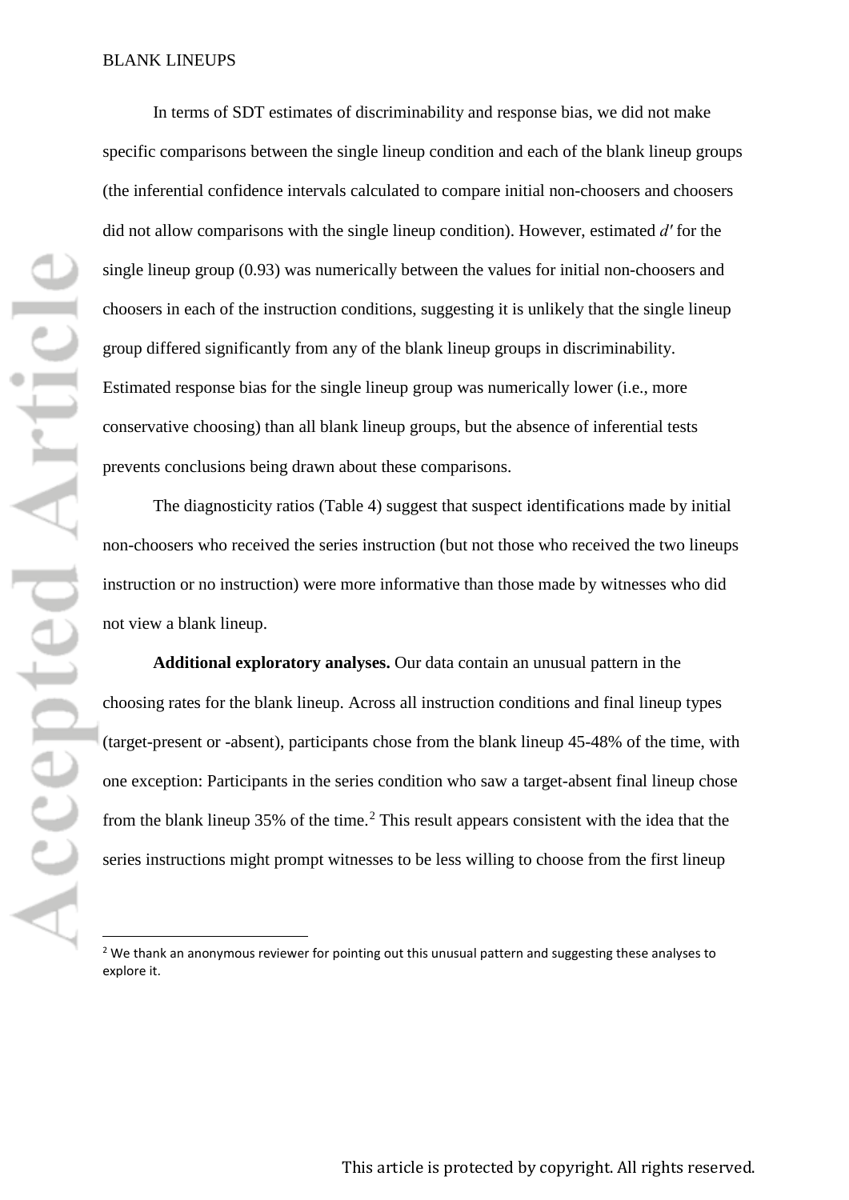In terms of SDT estimates of discriminability and response bias, we did not make specific comparisons between the single lineup condition and each of the blank lineup groups (the inferential confidence intervals calculated to compare initial non-choosers and choosers did not allow comparisons with the single lineup condition). However, estimated $d'$ for the single lineup group (0.93) was numerically between the values for initial non-choosers and choosers in each of the instruction conditions, suggesting it is unlikely that the single lineup group differed significantly from any of the blank lineup groups in discriminability. Estimated response bias for the single lineup group was numerically lower (i.e., more conservative choosing) than all blank lineup groups, but the absence of inferential tests prevents conclusions being drawn about these comparisons.

The diagnosticity ratios (Table 4) suggest that suspect identifications made by initial non-choosers who received the series instruction (but not those who received the two lineups instruction or no instruction) were more informative than those made by witnesses who did not view a blank lineup.

**Additional exploratory analyses.** Our data contain an unusual pattern in the choosing rates for the blank lineup. Across all instruction conditions and final lineup types (target-present or -absent), participants chose from the blank lineup 45-48% of the time, with one exception: Participants in the series condition who saw a target-absent final lineup chose from the blank lineup 35% of the time.[2] This result appears consistent with the idea that the series instructions might prompt witnesses to be less willing to choose from the first lineup

[2] We thank an anonymous reviewer for pointing out this unusual pattern and suggesting these analyses to explore it.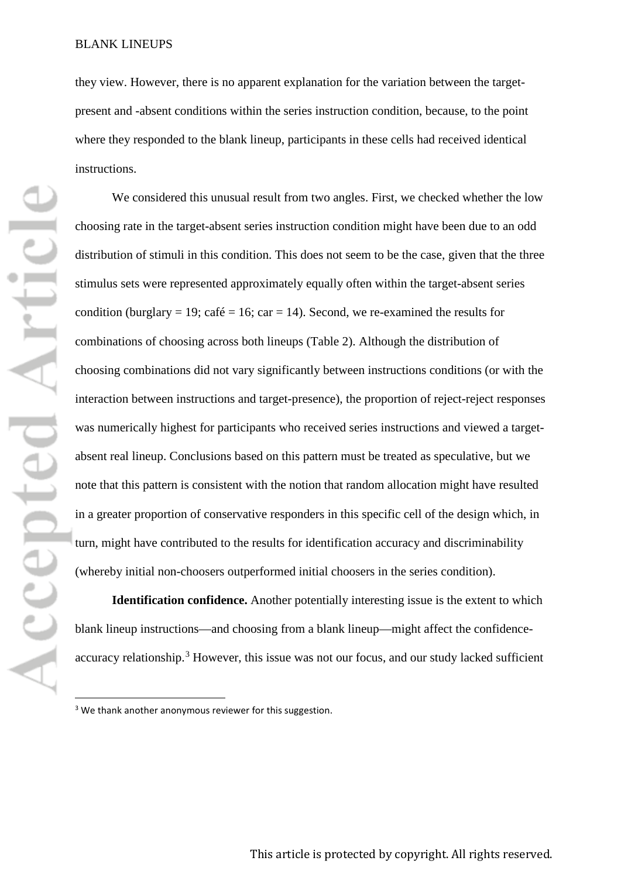they view. However, there is no apparent explanation for the variation between the target-present and -absent conditions within the series instruction condition, because, to the point where they responded to the blank lineup, participants in these cells had received identical instructions.

We considered this unusual result from two angles. First, we checked whether the low choosing rate in the target-absent series instruction condition might have been due to an odd distribution of stimuli in this condition. This does not seem to be the case, given that the three stimulus sets were represented approximately equally often within the target-absent series condition (burglary = 19; café = 16; car = 14). Second, we re-examined the results for combinations of choosing across both lineups (Table 2). Although the distribution of choosing combinations did not vary significantly between instructions conditions (or with the interaction between instructions and target-presence), the proportion of reject-reject responses was numerically highest for participants who received series instructions and viewed a target-absent real lineup. Conclusions based on this pattern must be treated as speculative, but we note that this pattern is consistent with the notion that random allocation might have resulted in a greater proportion of conservative responders in this specific cell of the design which, in turn, might have contributed to the results for identification accuracy and discriminability (whereby initial non-choosers outperformed initial choosers in the series condition).

**Identification confidence.** Another potentially interesting issue is the extent to which blank lineup instructions—and choosing from a blank lineup—might affect the confidence-accuracy relationship.[3] However, this issue was not our focus, and our study lacked sufficient

[3] We thank another anonymous reviewer for this suggestion.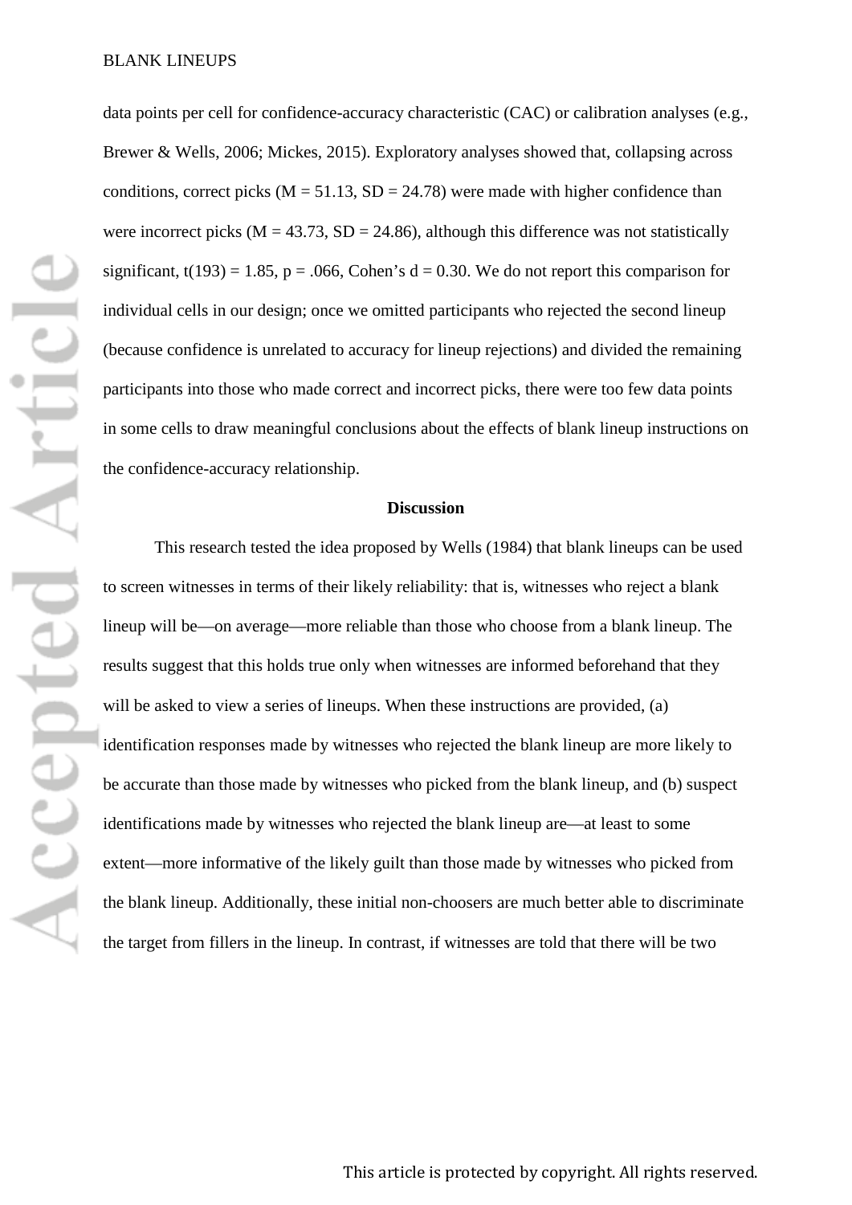data points per cell for confidence-accuracy characteristic (CAC) or calibration analyses (e.g., Brewer & Wells, 2006; Mickes, 2015). Exploratory analyses showed that, collapsing across conditions, correct picks ($M = 51.13$, $SD = 24.78$) were made with higher confidence than were incorrect picks ($M = 43.73$, $SD = 24.86$), although this difference was not statistically significant, $t(193) = 1.85$, $p = .066$, Cohen's $d = 0.30$. We do not report this comparison for individual cells in our design; once we omitted participants who rejected the second lineup (because confidence is unrelated to accuracy for lineup rejections) and divided the remaining participants into those who made correct and incorrect picks, there were too few data points in some cells to draw meaningful conclusions about the effects of blank lineup instructions on the confidence-accuracy relationship.

## Discussion

This research tested the idea proposed by Wells (1984) that blank lineups can be used to screen witnesses in terms of their likely reliability: that is, witnesses who reject a blank lineup will be—on average—more reliable than those who choose from a blank lineup. The results suggest that this holds true only when witnesses are informed beforehand that they will be asked to view a series of lineups. When these instructions are provided, (a) identification responses made by witnesses who rejected the blank lineup are more likely to be accurate than those made by witnesses who picked from the blank lineup, and (b) suspect identifications made by witnesses who rejected the blank lineup are—at least to some extent—more informative of the likely guilt than those made by witnesses who picked from the blank lineup. Additionally, these initial non-choosers are much better able to discriminate the target from fillers in the lineup. In contrast, if witnesses are told that there will be two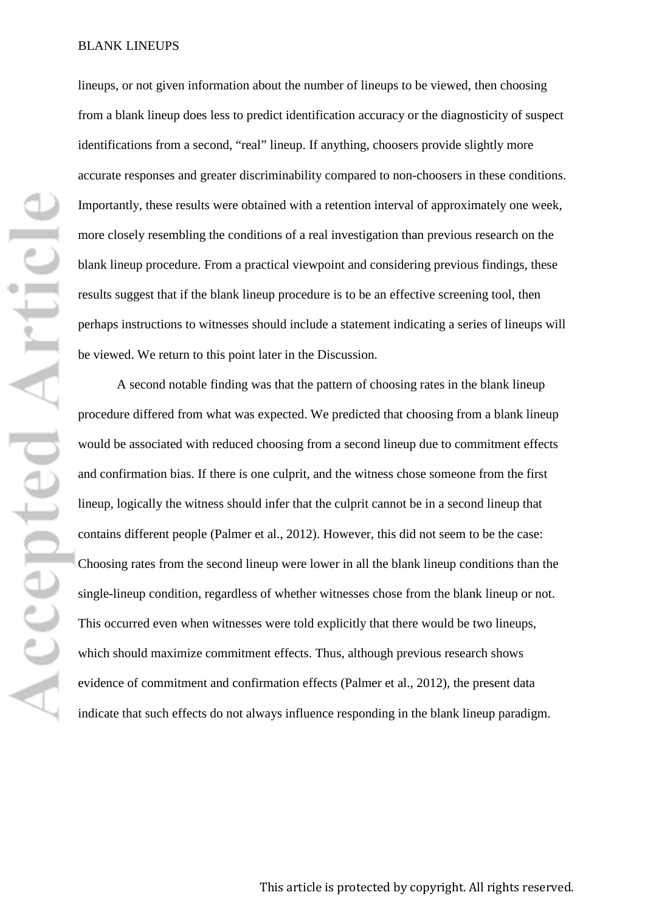lineups, or not given information about the number of lineups to be viewed, then choosing from a blank lineup does less to predict identification accuracy or the diagnosticity of suspect identifications from a second, "real" lineup. If anything, choosers provide slightly more accurate responses and greater discriminability compared to non-choosers in these conditions. Importantly, these results were obtained with a retention interval of approximately one week, more closely resembling the conditions of a real investigation than previous research on the blank lineup procedure. From a practical viewpoint and considering previous findings, these results suggest that if the blank lineup procedure is to be an effective screening tool, then perhaps instructions to witnesses should include a statement indicating a series of lineups will be viewed. We return to this point later in the Discussion.

A second notable finding was that the pattern of choosing rates in the blank lineup procedure differed from what was expected. We predicted that choosing from a blank lineup would be associated with reduced choosing from a second lineup due to commitment effects and confirmation bias. If there is one culprit, and the witness chose someone from the first lineup, logically the witness should infer that the culprit cannot be in a second lineup that contains different people (Palmer et al., 2012). However, this did not seem to be the case: Choosing rates from the second lineup were lower in all the blank lineup conditions than the single-lineup condition, regardless of whether witnesses chose from the blank lineup or not. This occurred even when witnesses were told explicitly that there would be two lineups, which should maximize commitment effects. Thus, although previous research shows evidence of commitment and confirmation effects (Palmer et al., 2012), the present data indicate that such effects do not always influence responding in the blank lineup paradigm.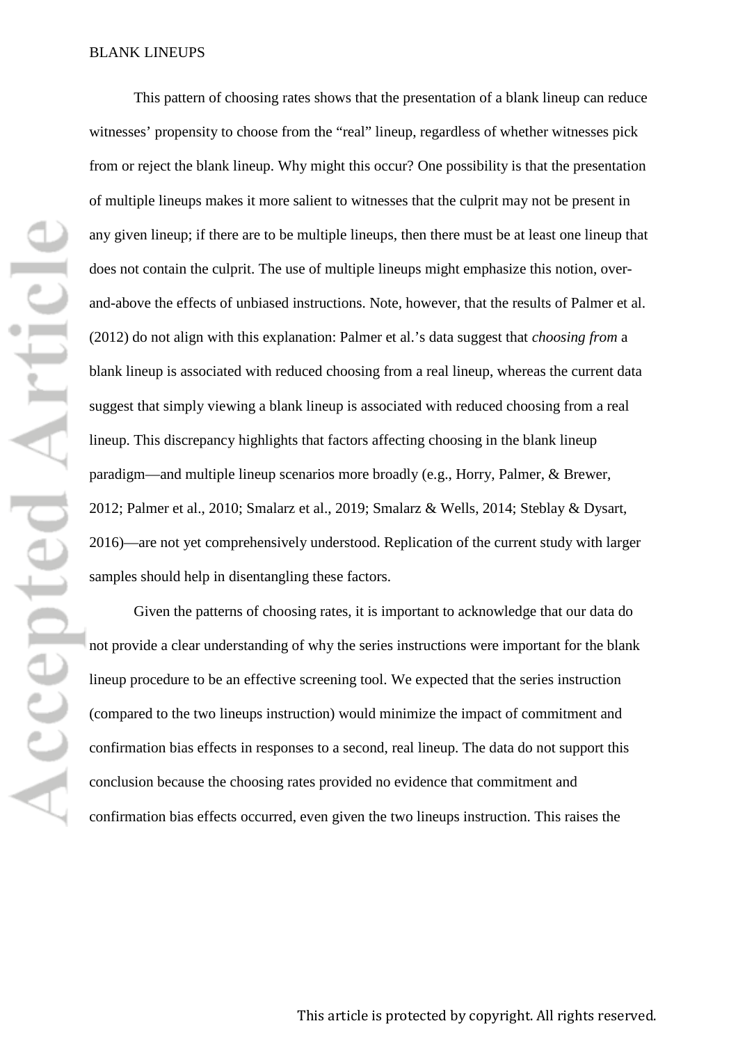This pattern of choosing rates shows that the presentation of a blank lineup can reduce witnesses' propensity to choose from the "real" lineup, regardless of whether witnesses pick from or reject the blank lineup. Why might this occur? One possibility is that the presentation of multiple lineups makes it more salient to witnesses that the culprit may not be present in any given lineup; if there are to be multiple lineups, then there must be at least one lineup that does not contain the culprit. The use of multiple lineups might emphasize this notion, over-and-above the effects of unbiased instructions. Note, however, that the results of Palmer et al. (2012) do not align with this explanation: Palmer et al.'s data suggest that *choosing from* a blank lineup is associated with reduced choosing from a real lineup, whereas the current data suggest that simply viewing a blank lineup is associated with reduced choosing from a real lineup. This discrepancy highlights that factors affecting choosing in the blank lineup paradigm—and multiple lineup scenarios more broadly (e.g., Horry, Palmer, & Brewer, 2012; Palmer et al., 2010; Smalarz et al., 2019; Smalarz & Wells, 2014; Steblay & Dysart, 2016)—are not yet comprehensively understood. Replication of the current study with larger samples should help in disentangling these factors.

Given the patterns of choosing rates, it is important to acknowledge that our data do not provide a clear understanding of why the series instructions were important for the blank lineup procedure to be an effective screening tool. We expected that the series instruction (compared to the two lineups instruction) would minimize the impact of commitment and confirmation bias effects in responses to a second, real lineup. The data do not support this conclusion because the choosing rates provided no evidence that commitment and confirmation bias effects occurred, even given the two lineups instruction. This raises the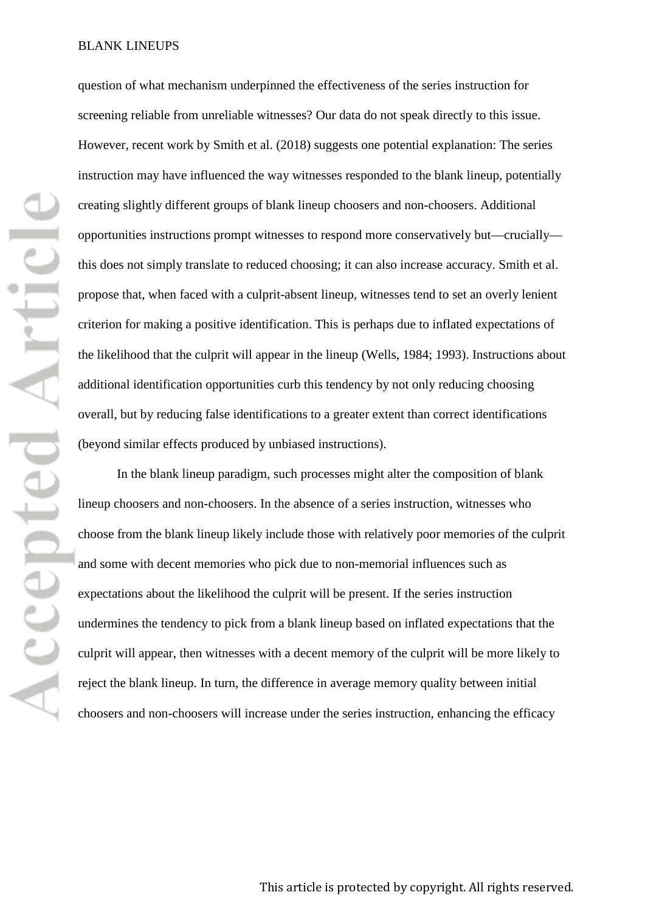question of what mechanism underpinned the effectiveness of the series instruction for screening reliable from unreliable witnesses? Our data do not speak directly to this issue. However, recent work by Smith et al. (2018) suggests one potential explanation: The series instruction may have influenced the way witnesses responded to the blank lineup, potentially creating slightly different groups of blank lineup choosers and non-choosers. Additional opportunities instructions prompt witnesses to respond more conservatively but—crucially—this does not simply translate to reduced choosing; it can also increase accuracy. Smith et al. propose that, when faced with a culprit-absent lineup, witnesses tend to set an overly lenient criterion for making a positive identification. This is perhaps due to inflated expectations of the likelihood that the culprit will appear in the lineup (Wells, 1984; 1993). Instructions about additional identification opportunities curb this tendency by not only reducing choosing overall, but by reducing false identifications to a greater extent than correct identifications (beyond similar effects produced by unbiased instructions).

In the blank lineup paradigm, such processes might alter the composition of blank lineup choosers and non-choosers. In the absence of a series instruction, witnesses who choose from the blank lineup likely include those with relatively poor memories of the culprit and some with decent memories who pick due to non-memorial influences such as expectations about the likelihood the culprit will be present. If the series instruction undermines the tendency to pick from a blank lineup based on inflated expectations that the culprit will appear, then witnesses with a decent memory of the culprit will be more likely to reject the blank lineup. In turn, the difference in average memory quality between initial choosers and non-choosers will increase under the series instruction, enhancing the efficacy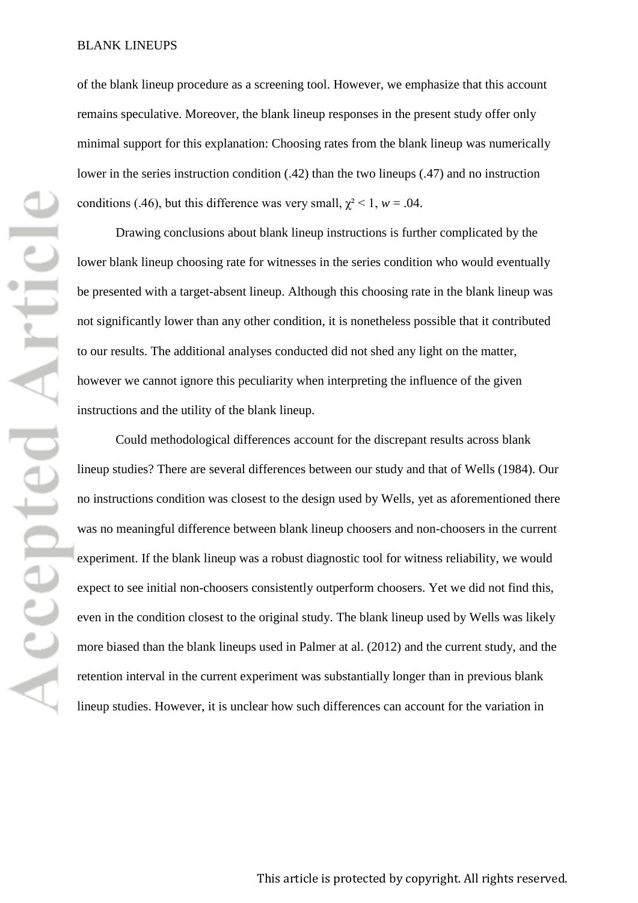of the blank lineup procedure as a screening tool. However, we emphasize that this account remains speculative. Moreover, the blank lineup responses in the present study offer only minimal support for this explanation: Choosing rates from the blank lineup was numerically lower in the series instruction condition (.42) than the two lineups (.47) and no instruction conditions (.46), but this difference was very small, $\chi^2 < 1$, $w = .04$.

Drawing conclusions about blank lineup instructions is further complicated by the lower blank lineup choosing rate for witnesses in the series condition who would eventually be presented with a target-absent lineup. Although this choosing rate in the blank lineup was not significantly lower than any other condition, it is nonetheless possible that it contributed to our results. The additional analyses conducted did not shed any light on the matter, however we cannot ignore this peculiarity when interpreting the influence of the given instructions and the utility of the blank lineup.

Could methodological differences account for the discrepant results across blank lineup studies? There are several differences between our study and that of Wells (1984). Our no instructions condition was closest to the design used by Wells, yet as aforementioned there was no meaningful difference between blank lineup choosers and non-choosers in the current experiment. If the blank lineup was a robust diagnostic tool for witness reliability, we would expect to see initial non-choosers consistently outperform choosers. Yet we did not find this, even in the condition closest to the original study. The blank lineup used by Wells was likely more biased than the blank lineups used in Palmer at al. (2012) and the current study, and the retention interval in the current experiment was substantially longer than in previous blank lineup studies. However, it is unclear how such differences can account for the variation in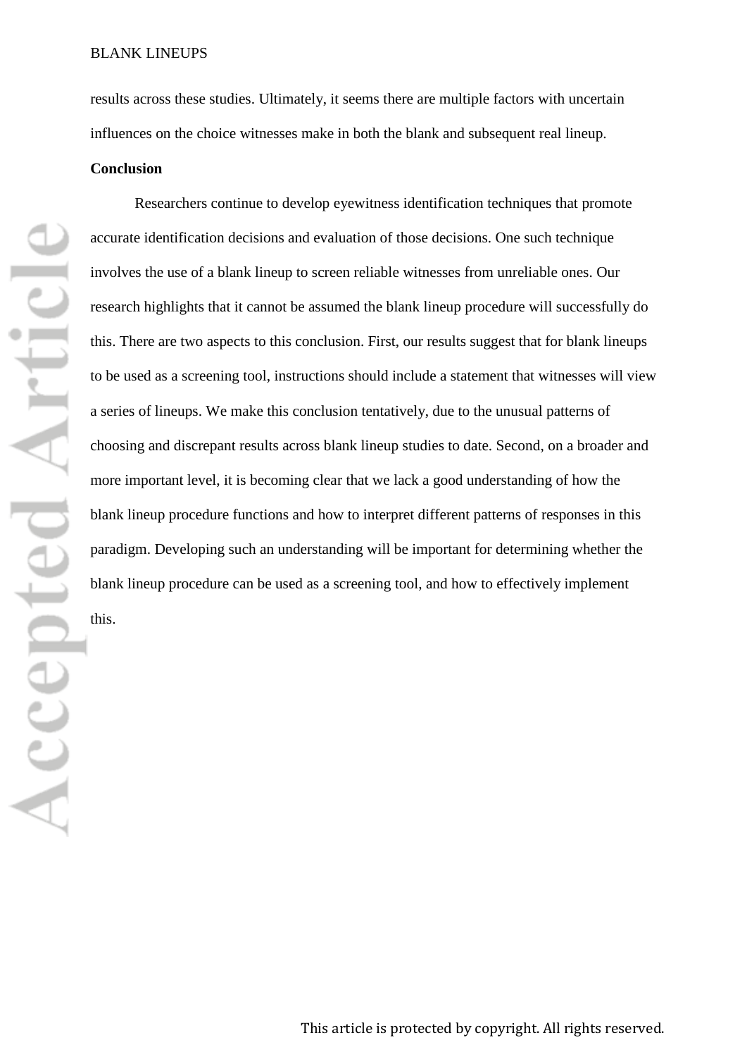results across these studies. Ultimately, it seems there are multiple factors with uncertain influences on the choice witnesses make in both the blank and subsequent real lineup.

**Conclusion**

Researchers continue to develop eyewitness identification techniques that promote accurate identification decisions and evaluation of those decisions. One such technique involves the use of a blank lineup to screen reliable witnesses from unreliable ones. Our research highlights that it cannot be assumed the blank lineup procedure will successfully do this. There are two aspects to this conclusion. First, our results suggest that for blank lineups to be used as a screening tool, instructions should include a statement that witnesses will view a series of lineups. We make this conclusion tentatively, due to the unusual patterns of choosing and discrepant results across blank lineup studies to date. Second, on a broader and more important level, it is becoming clear that we lack a good understanding of how the blank lineup procedure functions and how to interpret different patterns of responses in this paradigm. Developing such an understanding will be important for determining whether the blank lineup procedure can be used as a screening tool, and how to effectively implement this.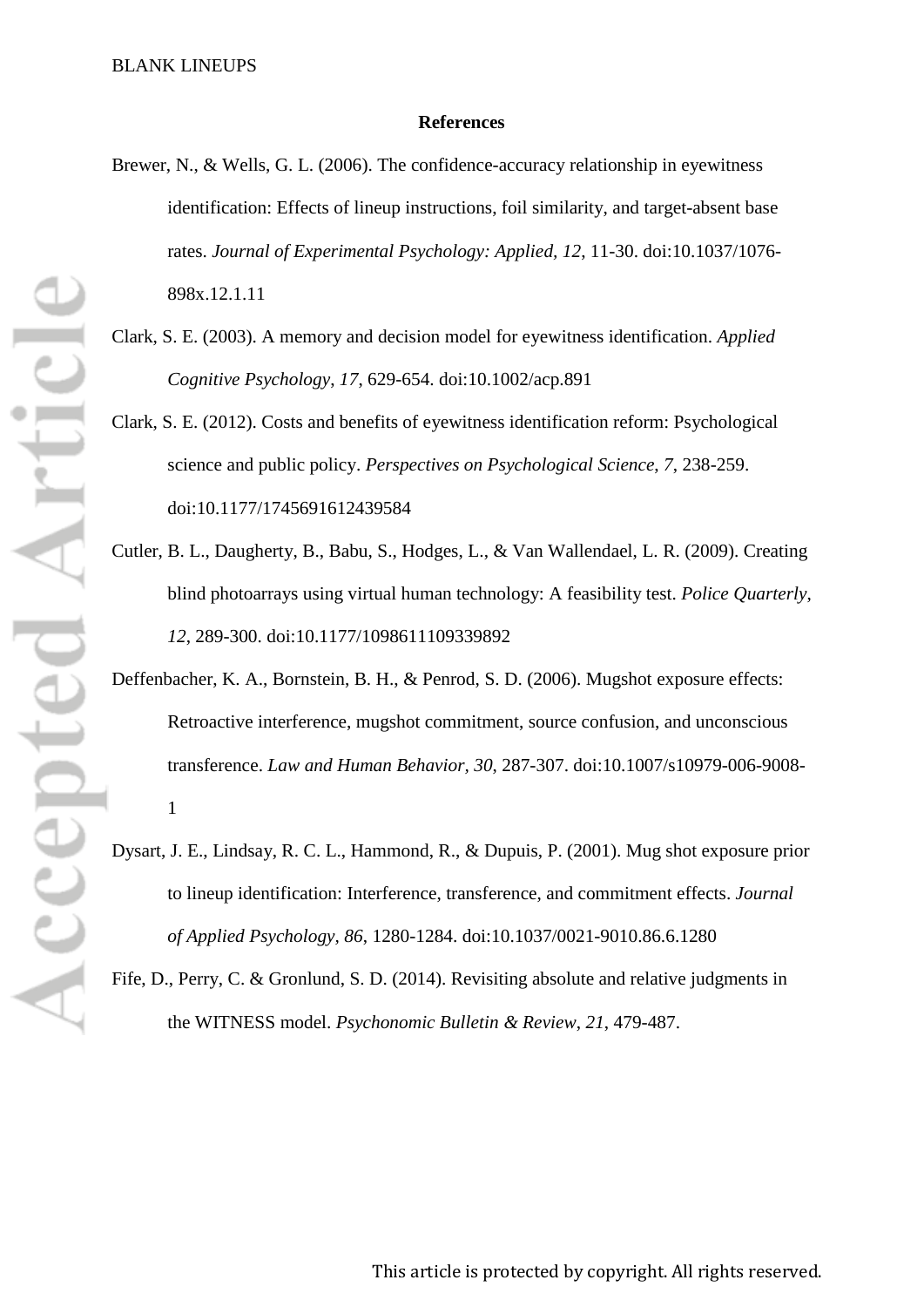# References

Brewer, N., & Wells, G. L. (2006). The confidence-accuracy relationship in eyewitness identification: Effects of lineup instructions, foil similarity, and target-absent base rates. *Journal of Experimental Psychology: Applied*, *12*, 11-30. doi:10.1037/1076-898x.12.1.11

Clark, S. E. (2003). A memory and decision model for eyewitness identification. *Applied Cognitive Psychology*, *17*, 629-654. doi:10.1002/acp.891

Clark, S. E. (2012). Costs and benefits of eyewitness identification reform: Psychological science and public policy. *Perspectives on Psychological Science*, *7*, 238-259. doi:10.1177/1745691612439584

Cutler, B. L., Daugherty, B., Babu, S., Hodges, L., & Van Wallendael, L. R. (2009). Creating blind photoarrays using virtual human technology: A feasibility test. *Police Quarterly*, *12*, 289-300. doi:10.1177/1098611109339892

Deffenbacher, K. A., Bornstein, B. H., & Penrod, S. D. (2006). Mugshot exposure effects: Retroactive interference, mugshot commitment, source confusion, and unconscious transference. *Law and Human Behavior, 30*, 287-307. doi:10.1007/s10979-006-9008-1

Dysart, J. E., Lindsay, R. C. L., Hammond, R., & Dupuis, P. (2001). Mug shot exposure prior to lineup identification: Interference, transference, and commitment effects. *Journal of Applied Psychology*, *86*, 1280-1284. doi:10.1037/0021-9010.86.6.1280

Fife, D., Perry, C. & Gronlund, S. D. (2014). Revisiting absolute and relative judgments in the WITNESS model. *Psychonomic Bulletin & Review*, *21*, 479-487.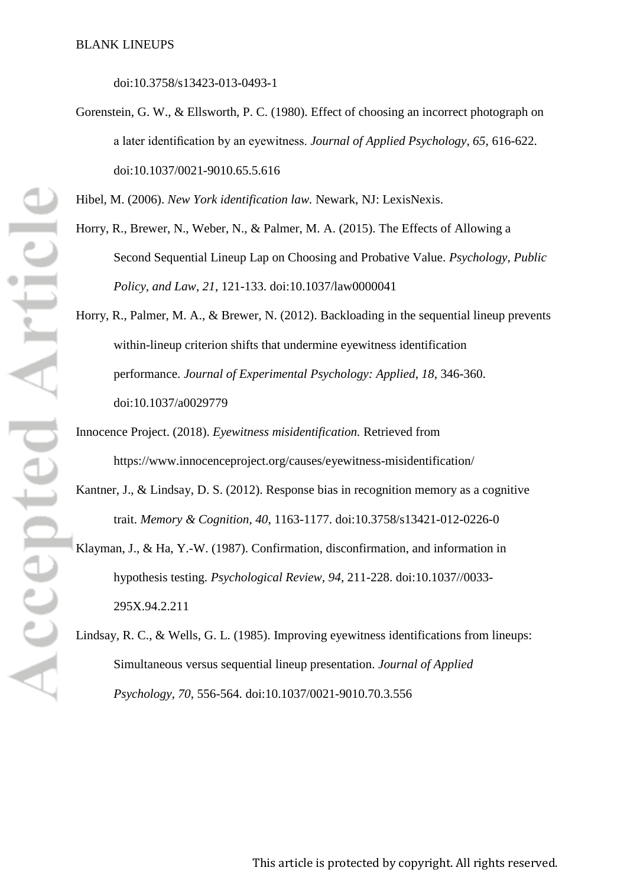doi:10.3758/s13423-013-0493-1

Gorenstein, G. W., & Ellsworth, P. C. (1980). Effect of choosing an incorrect photograph on a later identification by an eyewitness. *Journal of Applied Psychology*, *65*, 616-622. doi:10.1037/0021-9010.65.5.616

Hibel, M. (2006). *New York identification law.* Newark, NJ: LexisNexis.

Horry, R., Brewer, N., Weber, N., & Palmer, M. A. (2015). The Effects of Allowing a Second Sequential Lineup Lap on Choosing and Probative Value. *Psychology, Public Policy, and Law*, *21*, 121-133. doi:10.1037/law0000041

Horry, R., Palmer, M. A., & Brewer, N. (2012). Backloading in the sequential lineup prevents within-lineup criterion shifts that undermine eyewitness identification performance. *Journal of Experimental Psychology: Applied*, *18*, 346-360. doi:10.1037/a0029779

Innocence Project. (2018). *Eyewitness misidentification.* Retrieved from https://www.innocenceproject.org/causes/eyewitness-misidentification/

Kantner, J., & Lindsay, D. S. (2012). Response bias in recognition memory as a cognitive trait. *Memory & Cognition*, *40*, 1163-1177. doi:10.3758/s13421-012-0226-0

Klayman, J., & Ha, Y.-W. (1987). Confirmation, disconfirmation, and information in hypothesis testing. *Psychological Review, 94*, 211-228. doi:10.1037//0033-295X.94.2.211

Lindsay, R. C., & Wells, G. L. (1985). Improving eyewitness identifications from lineups: Simultaneous versus sequential lineup presentation. *Journal of Applied Psychology*, *70*, 556-564. doi:10.1037/0021-9010.70.3.556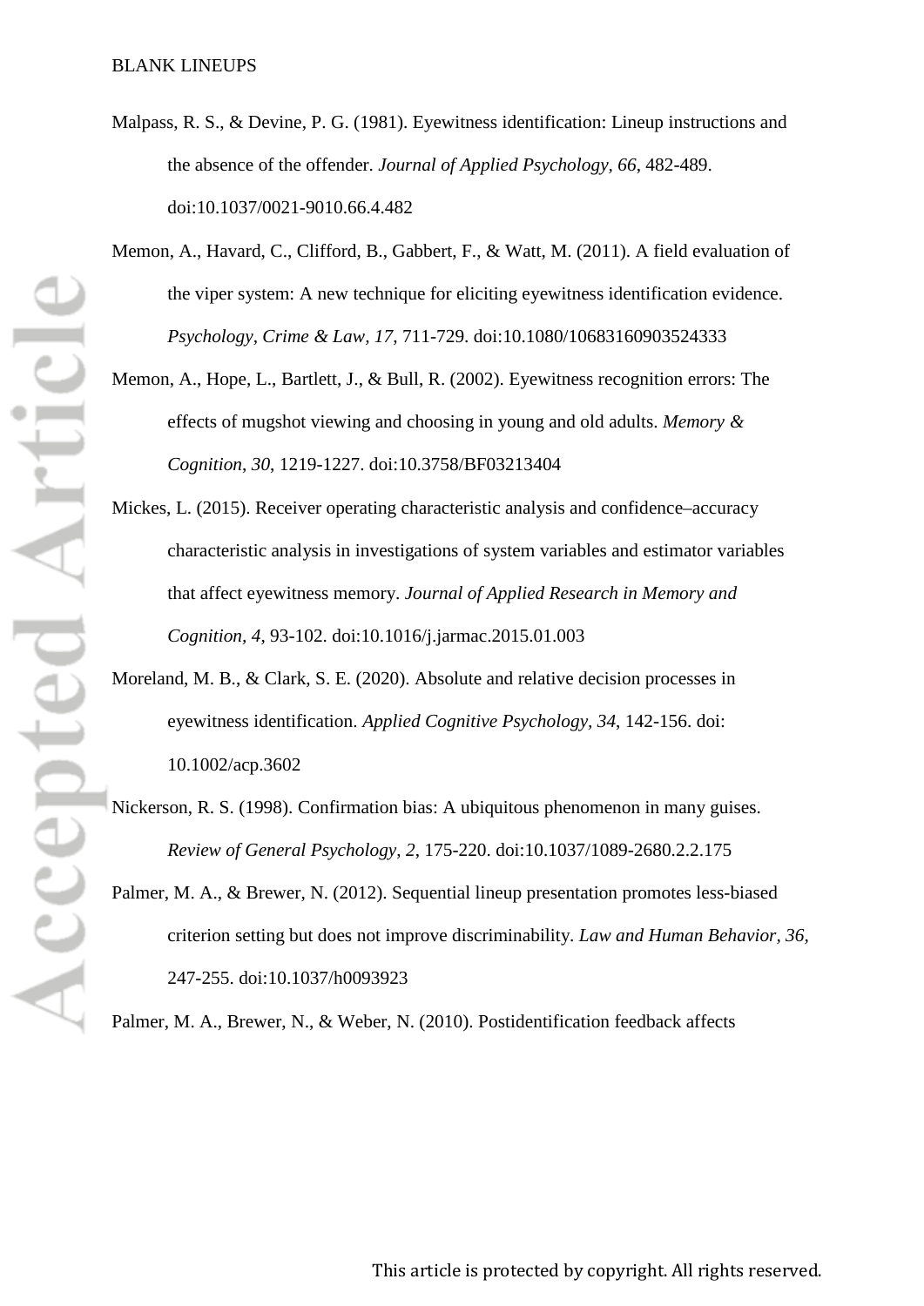Malpass, R. S., & Devine, P. G. (1981). Eyewitness identification: Lineup instructions and the absence of the offender. *Journal of Applied Psychology, 66*, 482-489. doi:10.1037/0021-9010.66.4.482

Memon, A., Havard, C., Clifford, B., Gabbert, F., & Watt, M. (2011). A field evaluation of the viper system: A new technique for eliciting eyewitness identification evidence. *Psychology, Crime & Law, 17*, 711-729. doi:10.1080/10683160903524333

Memon, A., Hope, L., Bartlett, J., & Bull, R. (2002). Eyewitness recognition errors: The effects of mugshot viewing and choosing in young and old adults. *Memory & Cognition*, *30*, 1219-1227. doi:10.3758/BF03213404

Mickes, L. (2015). Receiver operating characteristic analysis and confidence–accuracy characteristic analysis in investigations of system variables and estimator variables that affect eyewitness memory. *Journal of Applied Research in Memory and Cognition, 4*, 93-102. doi:10.1016/j.jarmac.2015.01.003

Moreland, M. B., & Clark, S. E. (2020). Absolute and relative decision processes in eyewitness identification. *Applied Cognitive Psychology, 34*, 142-156. doi: 10.1002/acp.3602

Nickerson, R. S. (1998). Confirmation bias: A ubiquitous phenomenon in many guises. *Review of General Psychology*, *2*, 175-220. doi:10.1037/1089-2680.2.2.175

Palmer, M. A., & Brewer, N. (2012). Sequential lineup presentation promotes less-biased criterion setting but does not improve discriminability. *Law and Human Behavior, 36*, 247-255. doi:10.1037/h0093923

Palmer, M. A., Brewer, N., & Weber, N. (2010). Postidentification feedback affects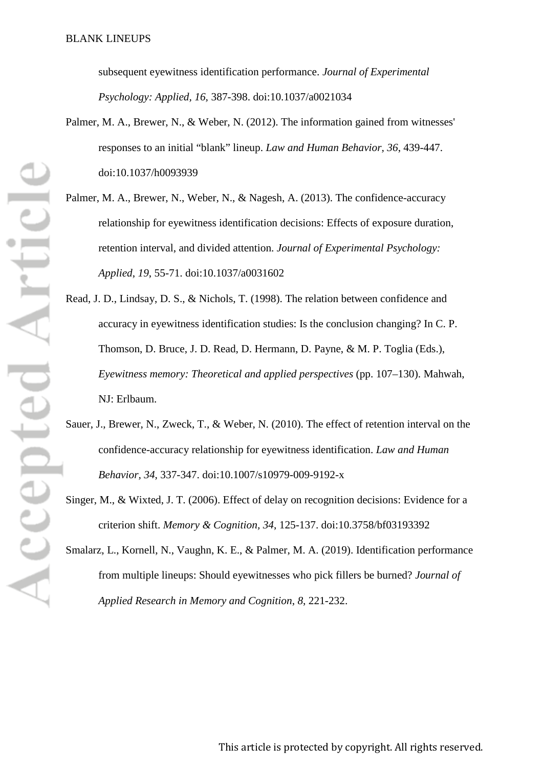subsequent eyewitness identification performance. *Journal of Experimental Psychology: Applied, 16*, 387-398. doi:10.1037/a0021034

Palmer, M. A., Brewer, N., & Weber, N. (2012). The information gained from witnesses' responses to an initial "blank" lineup. *Law and Human Behavior, 36*, 439-447. doi:10.1037/h0093939

Palmer, M. A., Brewer, N., Weber, N., & Nagesh, A. (2013). The confidence-accuracy relationship for eyewitness identification decisions: Effects of exposure duration, retention interval, and divided attention. *Journal of Experimental Psychology: Applied*, *19*, 55-71. doi:10.1037/a0031602

Read, J. D., Lindsay, D. S., & Nichols, T. (1998). The relation between confidence and accuracy in eyewitness identification studies: Is the conclusion changing? In C. P. Thomson, D. Bruce, J. D. Read, D. Hermann, D. Payne, & M. P. Toglia (Eds.), *Eyewitness memory: Theoretical and applied perspectives* (pp. 107–130). Mahwah, NJ: Erlbaum.

Sauer, J., Brewer, N., Zweck, T., & Weber, N. (2010). The effect of retention interval on the confidence-accuracy relationship for eyewitness identification. *Law and Human Behavior, 34*, 337-347. doi:10.1007/s10979-009-9192-x

Singer, M., & Wixted, J. T. (2006). Effect of delay on recognition decisions: Evidence for a criterion shift. *Memory & Cognition*, *34*, 125-137. doi:10.3758/bf03193392

Smalarz, L., Kornell, N., Vaughn, K. E., & Palmer, M. A. (2019). Identification performance from multiple lineups: Should eyewitnesses who pick fillers be burned? *Journal of Applied Research in Memory and Cognition*, *8*, 221-232.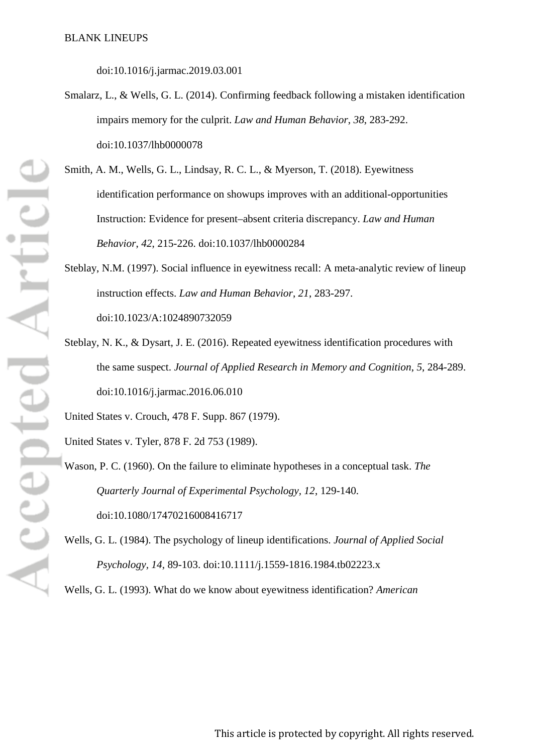doi:10.1016/j.jarmac.2019.03.001

Smalarz, L., & Wells, G. L. (2014). Confirming feedback following a mistaken identification impairs memory for the culprit. *Law and Human Behavior*, *38*, 283-292. doi:10.1037/lhb0000078

Smith, A. M., Wells, G. L., Lindsay, R. C. L., & Myerson, T. (2018). Eyewitness identification performance on showups improves with an additional-opportunities Instruction: Evidence for present–absent criteria discrepancy. *Law and Human Behavior, 42*, 215-226. doi:10.1037/lhb0000284

Steblay, N.M. (1997). Social influence in eyewitness recall: A meta-analytic review of lineup instruction effects. *Law and Human Behavior*, *21*, 283-297. doi:10.1023/A:1024890732059

Steblay, N. K., & Dysart, J. E. (2016). Repeated eyewitness identification procedures with the same suspect. *Journal of Applied Research in Memory and Cognition*, *5*, 284-289. doi:10.1016/j.jarmac.2016.06.010

United States v. Crouch, 478 F. Supp. 867 (1979).

United States v. Tyler, 878 F. 2d 753 (1989).

Wason, P. C. (1960). On the failure to eliminate hypotheses in a conceptual task. *The Quarterly Journal of Experimental Psychology, 12*, 129-140. doi:10.1080/17470216008416717

Wells, G. L. (1984). The psychology of lineup identifications. *Journal of Applied Social Psychology, 14*, 89-103. doi:10.1111/j.1559-1816.1984.tb02223.x

Wells, G. L. (1993). What do we know about eyewitness identification? *American*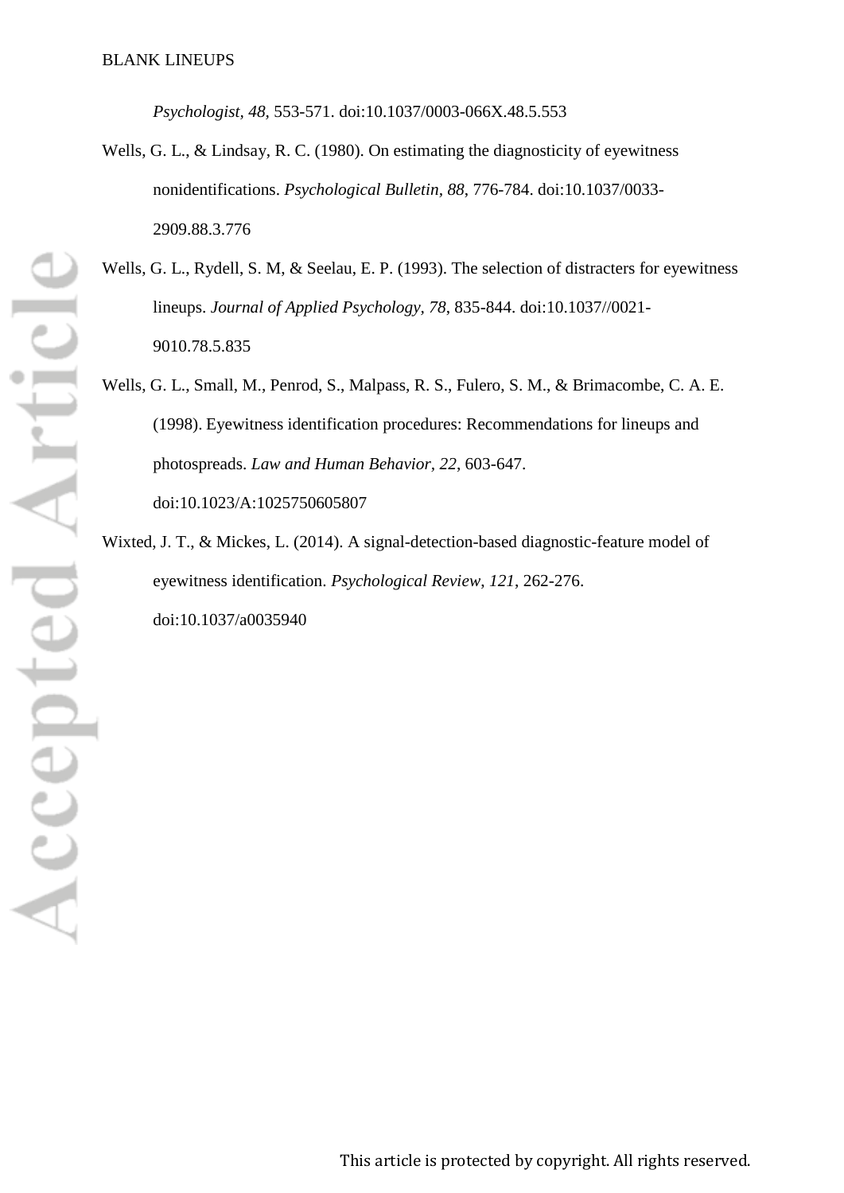*Psychologist*, *48*, 553-571. doi:10.1037/0003-066X.48.5.553

Wells, G. L., & Lindsay, R. C. (1980). On estimating the diagnosticity of eyewitness nonidentifications. *Psychological Bulletin*, *88*, 776-784. doi:10.1037/0033-2909.88.3.776

Wells, G. L., Rydell, S. M, & Seelau, E. P. (1993). The selection of distracters for eyewitness lineups. *Journal of Applied Psychology*, *78*, 835-844. doi:10.1037//0021-9010.78.5.835

Wells, G. L., Small, M., Penrod, S., Malpass, R. S., Fulero, S. M., & Brimacombe, C. A. E. (1998). Eyewitness identification procedures: Recommendations for lineups and photospreads. *Law and Human Behavior*, *22*, 603-647. doi:10.1023/A:1025750605807

Wixted, J. T., & Mickes, L. (2014). A signal-detection-based diagnostic-feature model of eyewitness identification. *Psychological Review*, *121*, 262-276. doi:10.1037/a0035940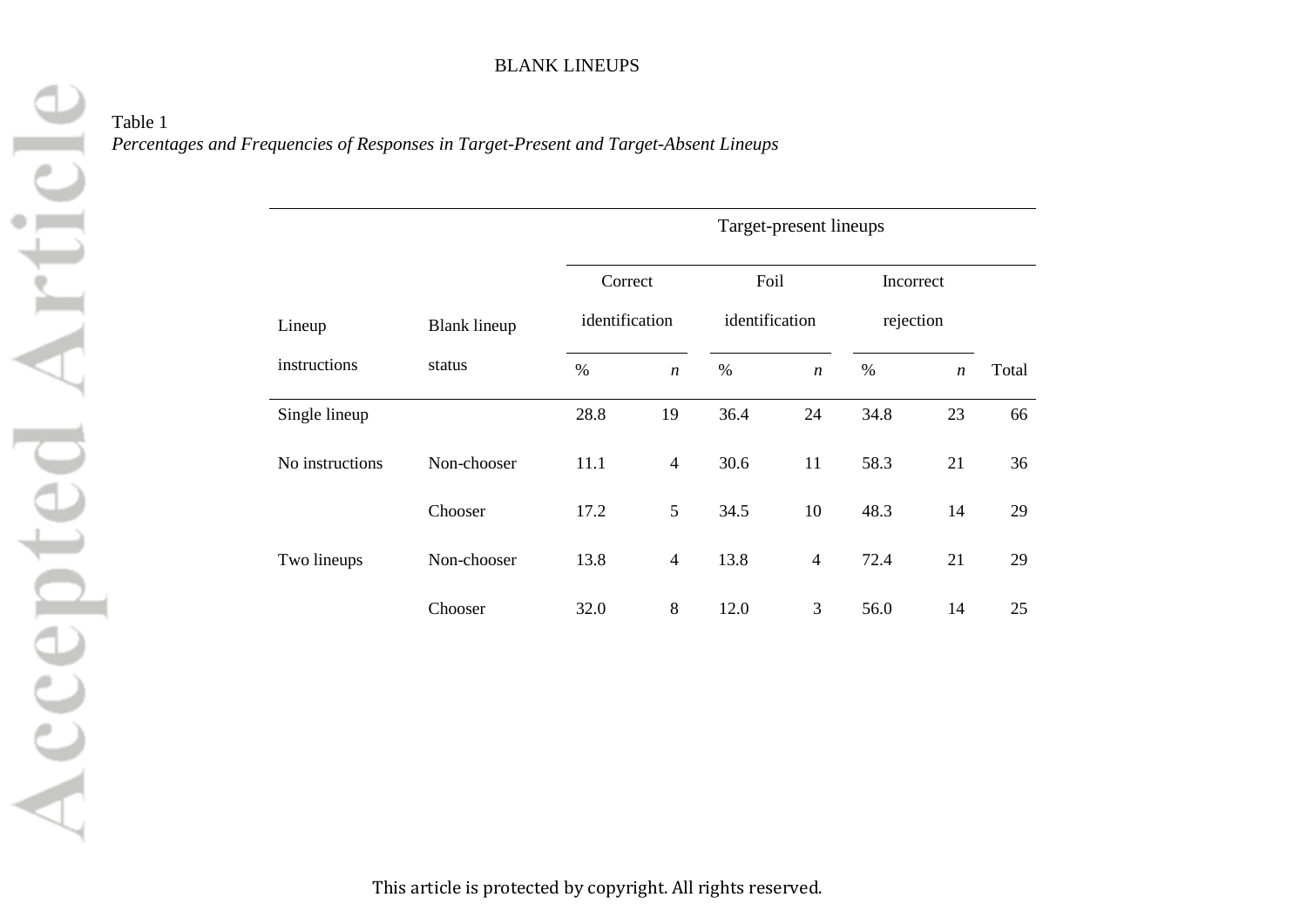Table 1

*Percentages and Frequencies of Responses in Target-Present and Target-Absent Lineups*

| | | Target-present lineups | | | | | | |
|---|---|---|---|---|---|---|---|---|
| | | Correct identification | | Foil identification | | Incorrect rejection | | |
| Lineup instructions | Blank lineup status | % | *n* | % | *n* | % | *n* | Total |
| Single lineup | | 28.8 | 19 | 36.4 | 24 | 34.8 | 23 | 66 |
| No instructions | Non-chooser | 11.1 | 4 | 30.6 | 11 | 58.3 | 21 | 36 |
| | Chooser | 17.2 | 5 | 34.5 | 10 | 48.3 | 14 | 29 |
| Two lineups | Non-chooser | 13.8 | 4 | 13.8 | 4 | 72.4 | 21 | 29 |
| | Chooser | 32.0 | 8 | 12.0 | 3 | 56.0 | 14 | 25 |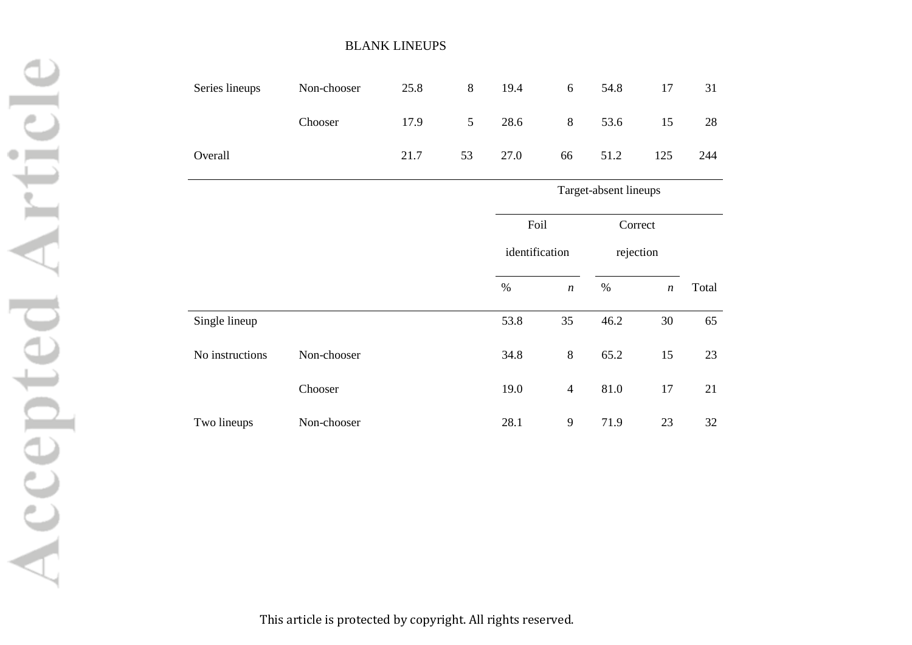| | | | | | | | | |
|---|---|---|---|---|---|---|---|---|
| Series lineups | Non-chooser | 25.8 | 8 | 19.4 | 6 | 54.8 | 17 | 31 |
| | Chooser | 17.9 | 5 | 28.6 | 8 | 53.6 | 15 | 28 |
| Overall | | 21.7 | 53 | 27.0 | 66 | 51.2 | 125 | 244 |

| | | Target-absent lineups | | | | |
|---|---|---|---|---|---|---|
| | | Foil identification | | Correct rejection | | |
| | | % | *n* | % | *n* | Total |
| Single lineup | | 53.8 | 35 | 46.2 | 30 | 65 |
| No instructions | Non-chooser | 34.8 | 8 | 65.2 | 15 | 23 |
| | Chooser | 19.0 | 4 | 81.0 | 17 | 21 |
| Two lineups | Non-chooser | 28.1 | 9 | 71.9 | 23 | 32 |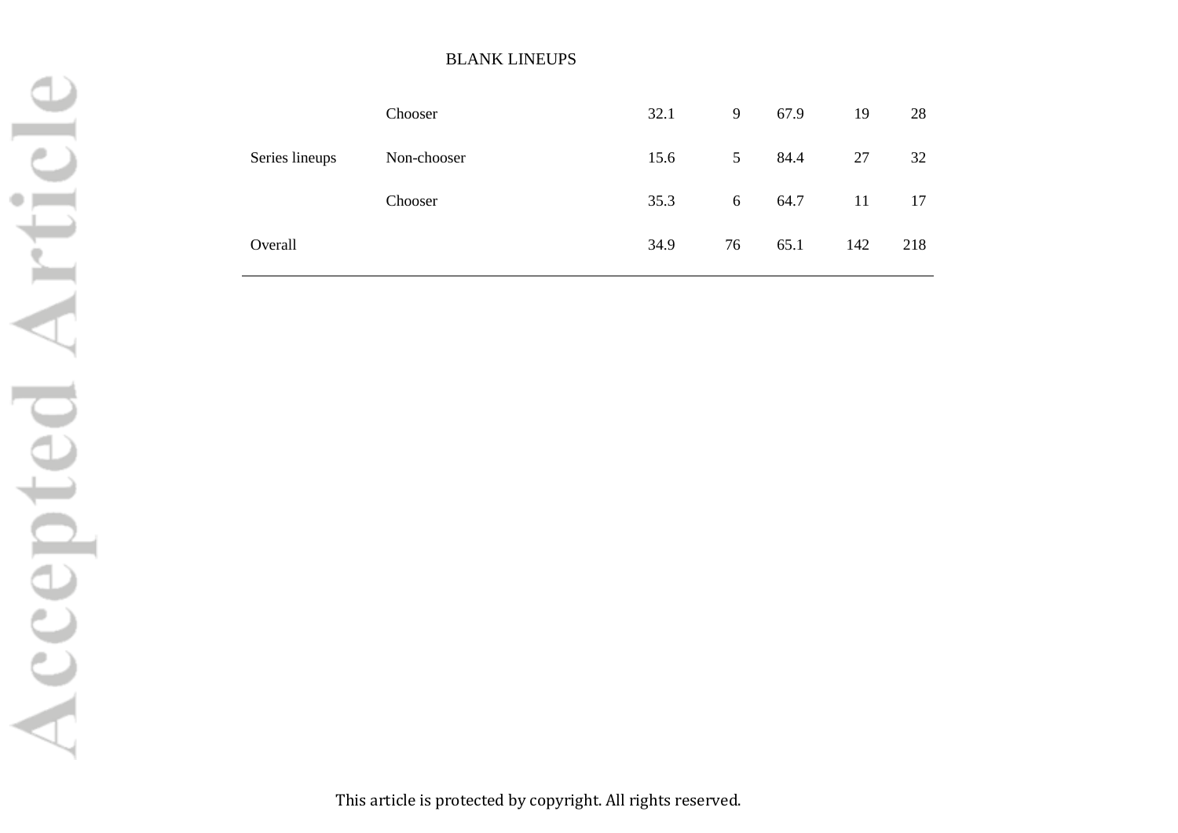| | | | | | | |
|---|---|---|---|---|---|---|
| | Chooser | 32.1 | 9 | 67.9 | 19 | 28 |
| Series lineups | Non-chooser | 15.6 | 5 | 84.4 | 27 | 32 |
| | Chooser | 35.3 | 6 | 64.7 | 11 | 17 |
| Overall | | 34.9 | 76 | 65.1 | 142 | 218 |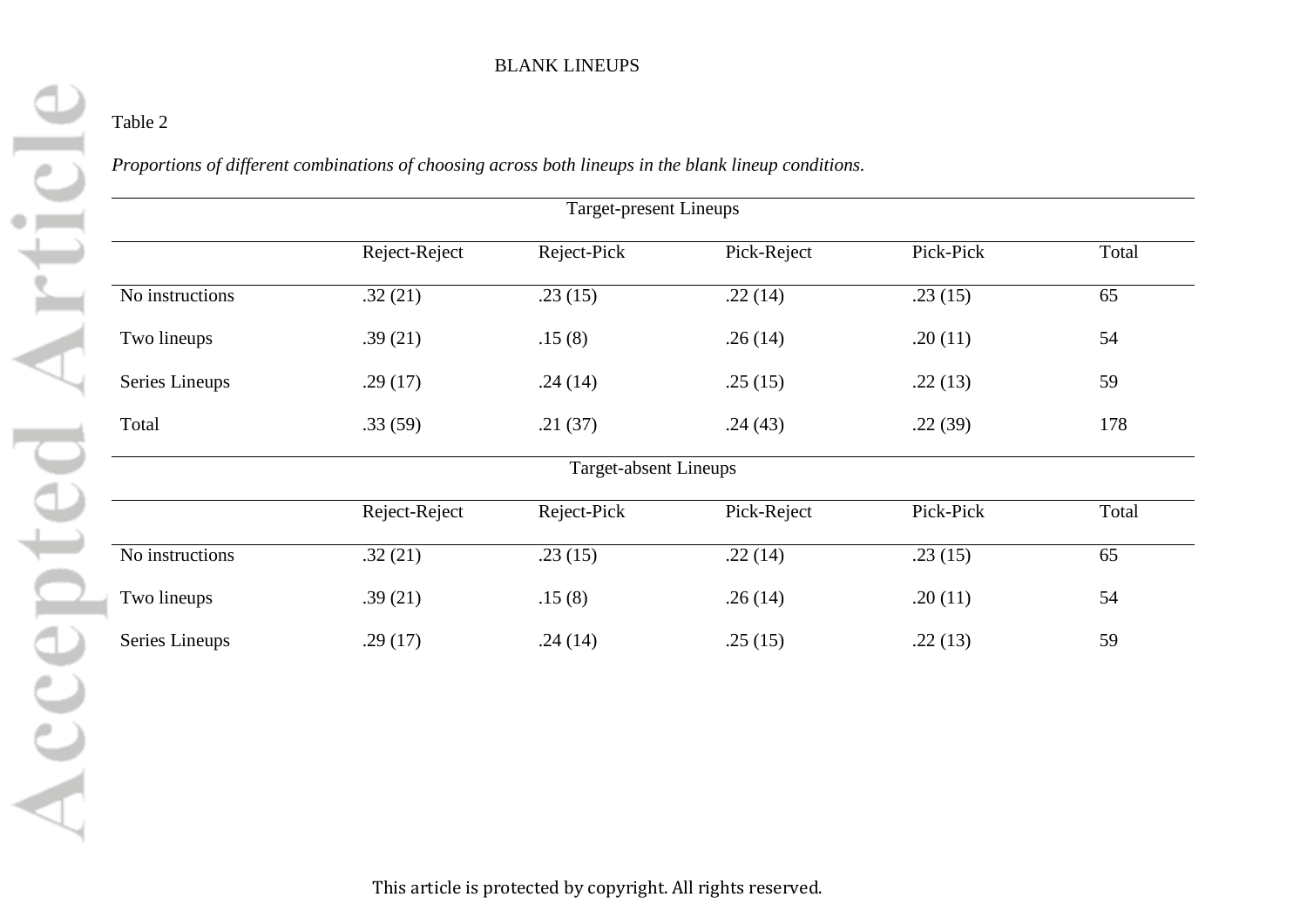Table 2

*Proportions of different combinations of choosing across both lineups in the blank lineup conditions.*

| Target-present Lineups | | | | | |
|---|---|---|---|---|---|
| | Reject-Reject | Reject-Pick | Pick-Reject | Pick-Pick | Total |
| No instructions | .32 (21) | .23 (15) | .22 (14) | .23 (15) | 65 |
| Two lineups | .39 (21) | .15 (8) | .26 (14) | .20 (11) | 54 |
| Series Lineups | .29 (17) | .24 (14) | .25 (15) | .22 (13) | 59 |
| Total | .33 (59) | .21 (37) | .24 (43) | .22 (39) | 178 |
| **Target-absent Lineups** | | | | | |
| | Reject-Reject | Reject-Pick | Pick-Reject | Pick-Pick | Total |
| No instructions | .32 (21) | .23 (15) | .22 (14) | .23 (15) | 65 |
| Two lineups | .39 (21) | .15 (8) | .26 (14) | .20 (11) | 54 |
| Series Lineups | .29 (17) | .24 (14) | .25 (15) | .22 (13) | 59 |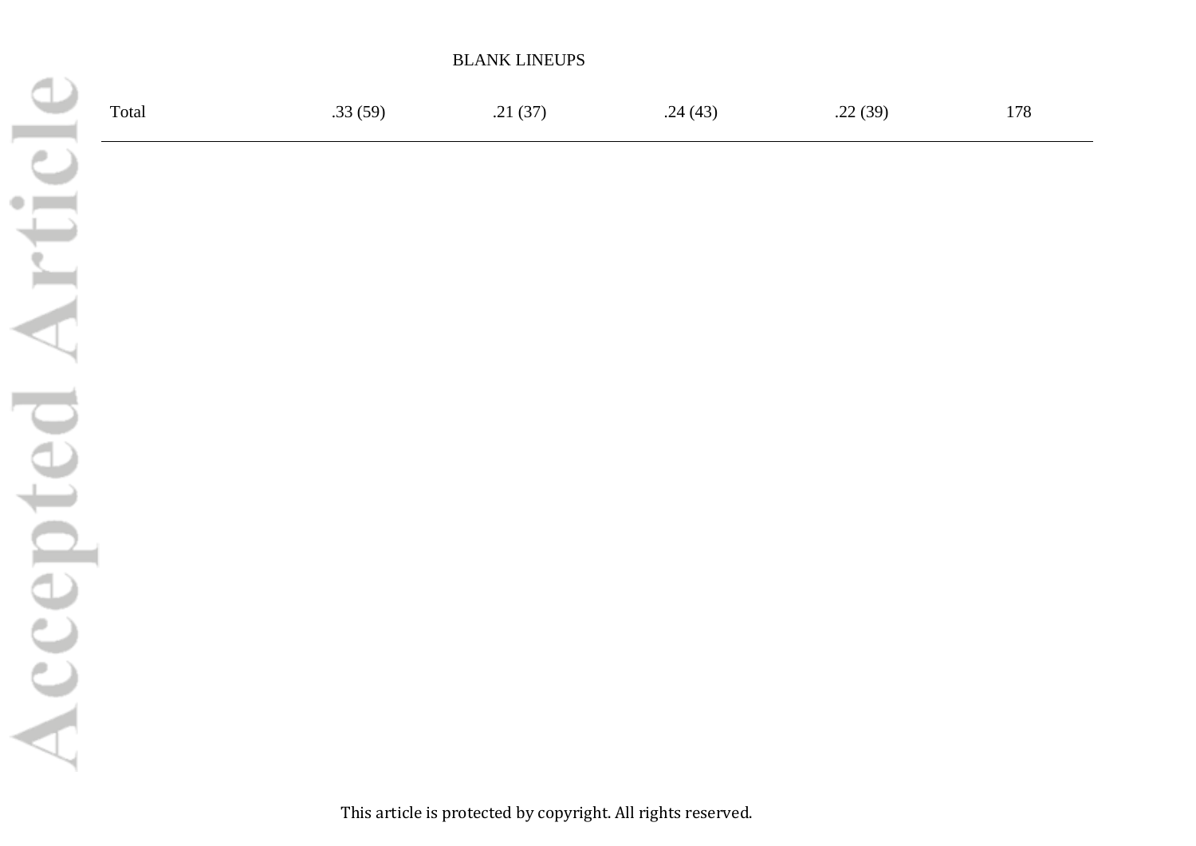| Total | .33 (59) | .21 (37) | .24 (43) | .22 (39) | 178 |
|---|---|---|---|---|---|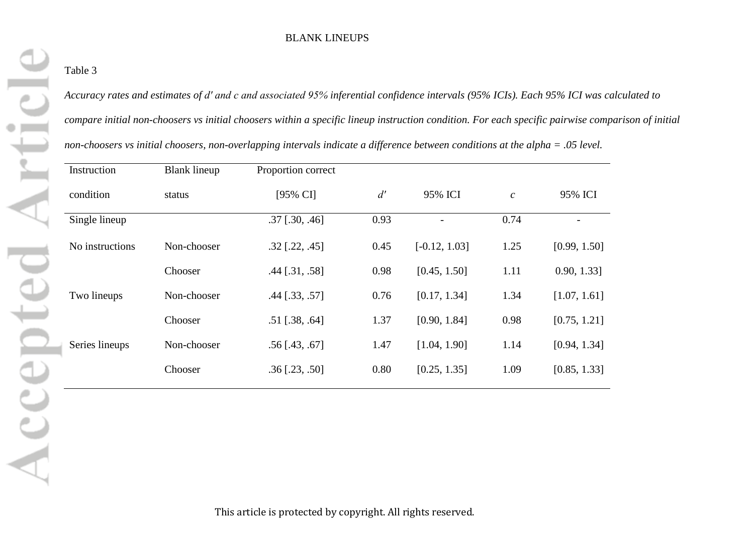Table 3

*Accuracy rates and estimates of d′ and c and associated 95% inferential confidence intervals (95% ICIs). Each 95% ICI was calculated to compare initial non-choosers vs initial choosers within a specific lineup instruction condition. For each specific pairwise comparison of initial non-choosers vs initial choosers, non-overlapping intervals indicate a difference between conditions at the alpha = .05 level.*

| Instruction condition | Blank lineup status | Proportion correct [95% CI] | *d′* | 95% ICI | *c* | 95% ICI |
|---|---|---|---|---|---|---|
| Single lineup | | .37 [.30, .46] | 0.93 | - | 0.74 | - |
| No instructions | Non-chooser | .32 [.22, .45] | 0.45 | [-0.12, 1.03] | 1.25 | [0.99, 1.50] |
| | Chooser | .44 [.31, .58] | 0.98 | [0.45, 1.50] | 1.11 | 0.90, 1.33] |
| Two lineups | Non-chooser | .44 [.33, .57] | 0.76 | [0.17, 1.34] | 1.34 | [1.07, 1.61] |
| | Chooser | .51 [.38, .64] | 1.37 | [0.90, 1.84] | 0.98 | [0.75, 1.21] |
| Series lineups | Non-chooser | .56 [.43, .67] | 1.47 | [1.04, 1.90] | 1.14 | [0.94, 1.34] |
| | Chooser | .36 [.23, .50] | 0.80 | [0.25, 1.35] | 1.09 | [0.85, 1.33] |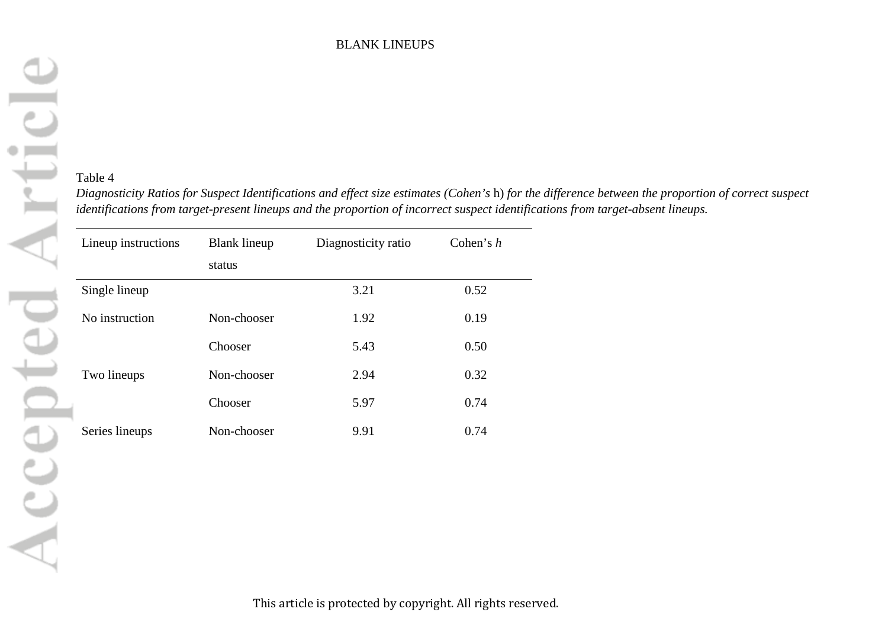Table 4

*Diagnosticity Ratios for Suspect Identifications and effect size estimates (Cohen's* h*) for the difference between the proportion of correct suspect identifications from target-present lineups and the proportion of incorrect suspect identifications from target-absent lineups.*

| Lineup instructions | Blank lineup status | Diagnosticity ratio | Cohen's *h* |
|---|---|---|---|
| Single lineup | | 3.21 | 0.52 |
| No instruction | Non-chooser | 1.92 | 0.19 |
| | Chooser | 5.43 | 0.50 |
| Two lineups | Non-chooser | 2.94 | 0.32 |
| | Chooser | 5.97 | 0.74 |
| Series lineups | Non-chooser | 9.91 | 0.74 |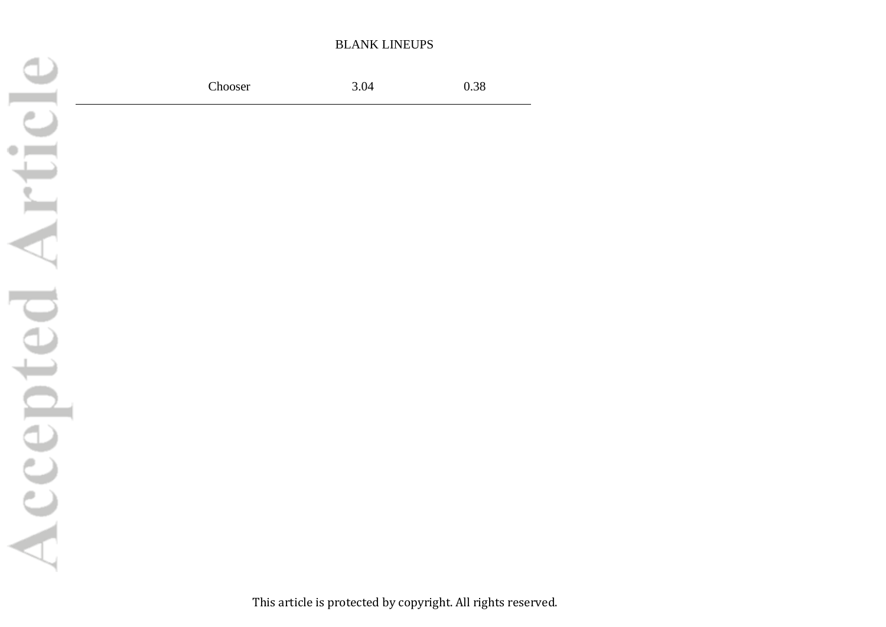| | | |
|---|---|---|
| Chooser | 3.04 | 0.38 |